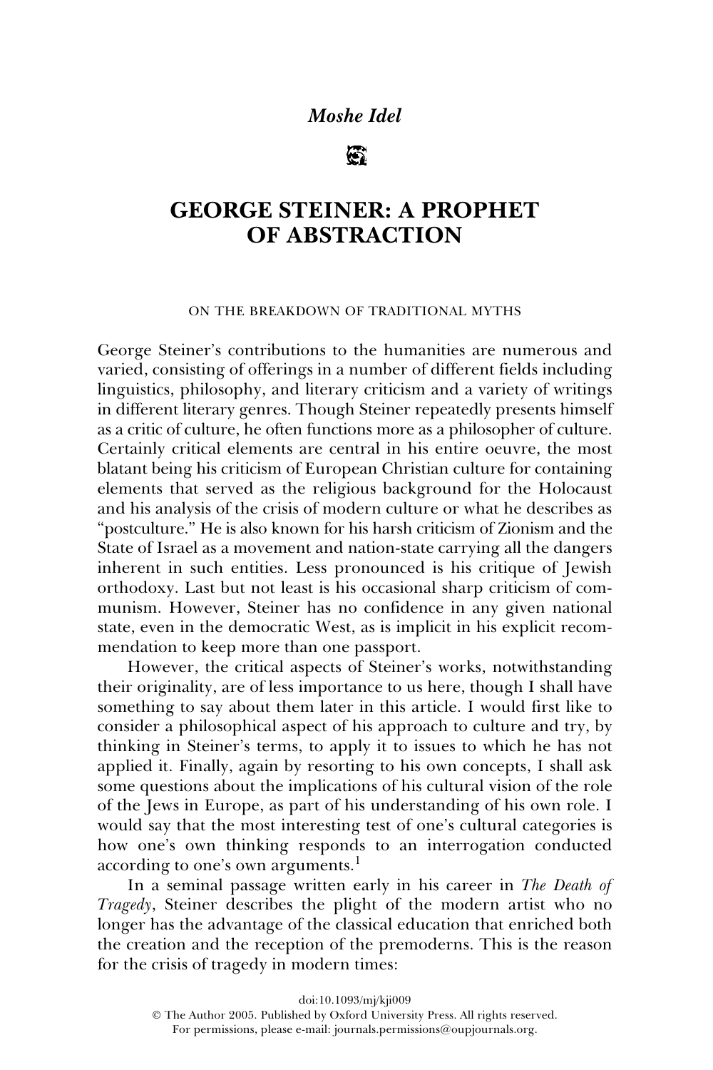*Moshe Idel*

# GEORGE STEINER: A PROPHET OF ABSTRACTION

## ON THE BREAKDOWN OF TRADITIONAL MYTHS

George Steiner's contributions to the humanities are numerous and varied, consisting of offerings in a number of different fields including linguistics, philosophy, and literary criticism and a variety of writings in different literary genres. Though Steiner repeatedly presents himself as a critic of culture, he often functions more as a philosopher of culture. Certainly critical elements are central in his entire oeuvre, the most blatant being his criticism of European Christian culture for containing elements that served as the religious background for the Holocaust and his analysis of the crisis of modern culture or what he describes as "postculture." He is also known for his harsh criticism of Zionism and the State of Israel as a movement and nation-state carrying all the dangers inherent in such entities. Less pronounced is his critique of Jewish orthodoxy. Last but not least is his occasional sharp criticism of communism. However, Steiner has no confidence in any given national state, even in the democratic West, as is implicit in his explicit recommendation to keep more than one passport.

However, the critical aspects of Steiner's works, notwithstanding their originality, are of less importance to us here, though I shall have something to say about them later in this article. I would first like to consider a philosophical aspect of his approach to culture and try, by thinking in Steiner's terms, to apply it to issues to which he has not applied it. Finally, again by resorting to his own concepts, I shall ask some questions about the implications of his cultural vision of the role of the Jews in Europe, as part of his understanding of his own role. I would say that the most interesting test of one's cultural categories is how one's own thinking responds to an interrogation conducted according to one's own arguments.[1]

In a seminal passage written early in his career in *The Death of Tragedy*, Steiner describes the plight of the modern artist who no longer has the advantage of the classical education that enriched both the creation and the reception of the premoderns. This is the reason for the crisis of tragedy in modern times:

doi:10.1093/mj/kji009

© The Author 2005. Published by Oxford University Press. All rights reserved.
For permissions, please e-mail: journals.permissions@oupjournals.org.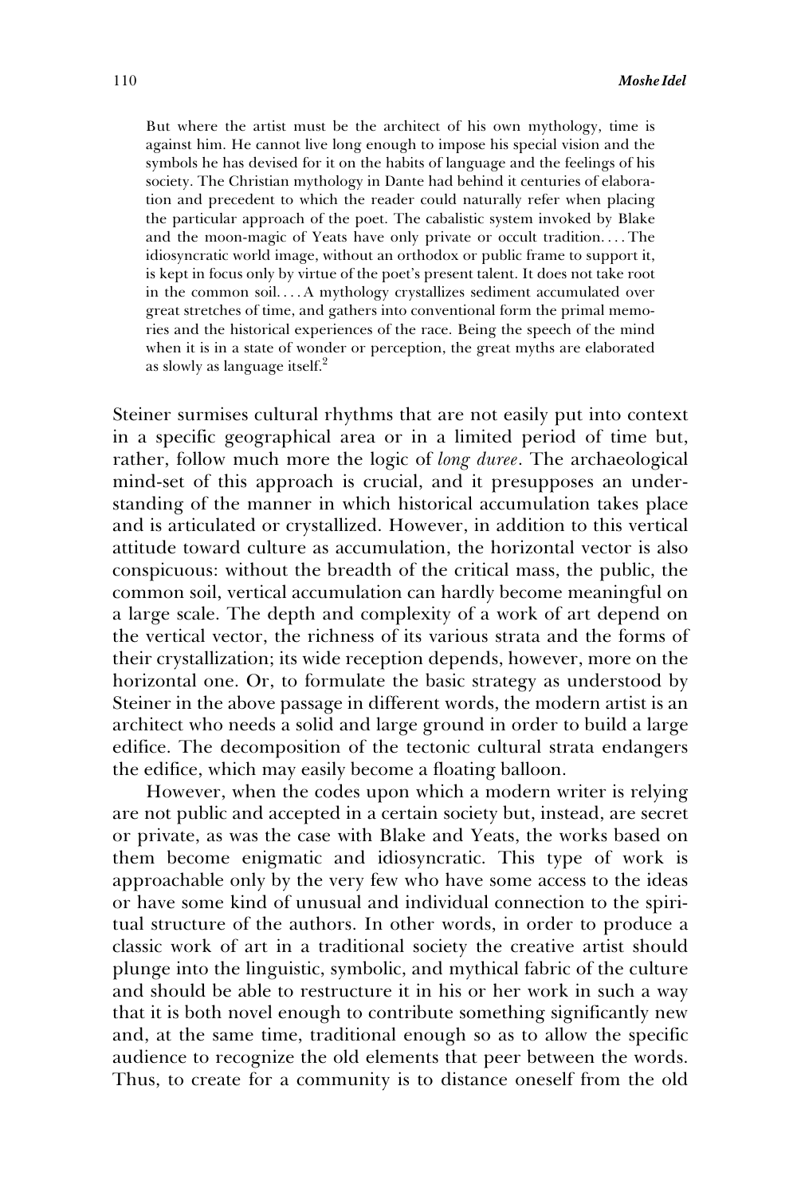> But where the artist must be the architect of his own mythology, time is against him. He cannot live long enough to impose his special vision and the symbols he has devised for it on the habits of language and the feelings of his society. The Christian mythology in Dante had behind it centuries of elaboration and precedent to which the reader could naturally refer when placing the particular approach of the poet. The cabalistic system invoked by Blake and the moon-magic of Yeats have only private or occult tradition. . . . The idiosyncratic world image, without an orthodox or public frame to support it, is kept in focus only by virtue of the poet's present talent. It does not take root in the common soil. . . . A mythology crystallizes sediment accumulated over great stretches of time, and gathers into conventional form the primal memories and the historical experiences of the race. Being the speech of the mind when it is in a state of wonder or perception, the great myths are elaborated as slowly as language itself.[2]

Steiner surmises cultural rhythms that are not easily put into context in a specific geographical area or in a limited period of time but, rather, follow much more the logic of *long duree*. The archaeological mind-set of this approach is crucial, and it presupposes an understanding of the manner in which historical accumulation takes place and is articulated or crystallized. However, in addition to this vertical attitude toward culture as accumulation, the horizontal vector is also conspicuous: without the breadth of the critical mass, the public, the common soil, vertical accumulation can hardly become meaningful on a large scale. The depth and complexity of a work of art depend on the vertical vector, the richness of its various strata and the forms of their crystallization; its wide reception depends, however, more on the horizontal one. Or, to formulate the basic strategy as understood by Steiner in the above passage in different words, the modern artist is an architect who needs a solid and large ground in order to build a large edifice. The decomposition of the tectonic cultural strata endangers the edifice, which may easily become a floating balloon.

However, when the codes upon which a modern writer is relying are not public and accepted in a certain society but, instead, are secret or private, as was the case with Blake and Yeats, the works based on them become enigmatic and idiosyncratic. This type of work is approachable only by the very few who have some access to the ideas or have some kind of unusual and individual connection to the spiritual structure of the authors. In other words, in order to produce a classic work of art in a traditional society the creative artist should plunge into the linguistic, symbolic, and mythical fabric of the culture and should be able to restructure it in his or her work in such a way that it is both novel enough to contribute something significantly new and, at the same time, traditional enough so as to allow the specific audience to recognize the old elements that peer between the words. Thus, to create for a community is to distance oneself from the old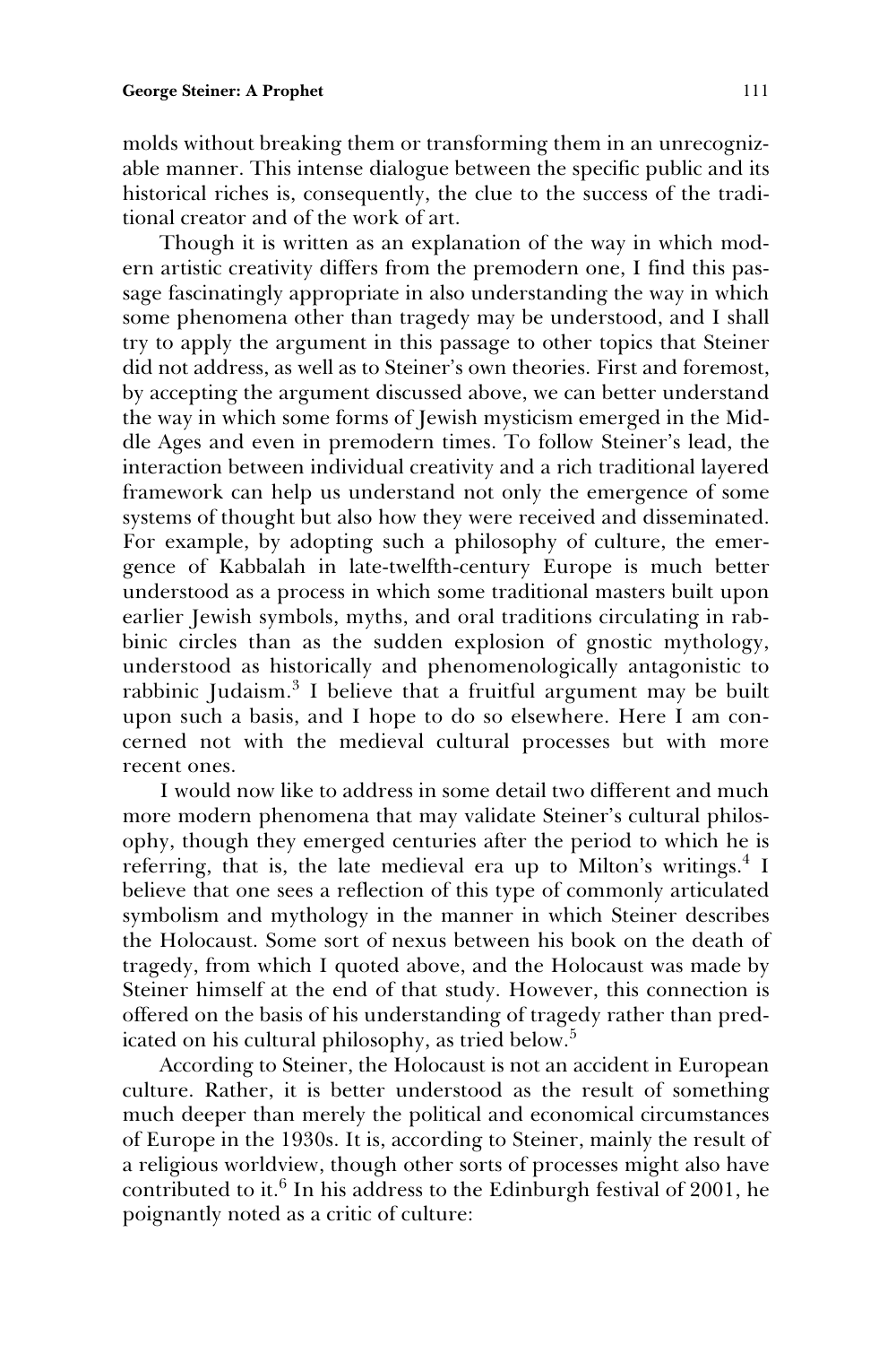molds without breaking them or transforming them in an unrecognizable manner. This intense dialogue between the specific public and its historical riches is, consequently, the clue to the success of the traditional creator and of the work of art.

Though it is written as an explanation of the way in which modern artistic creativity differs from the premodern one, I find this passage fascinatingly appropriate in also understanding the way in which some phenomena other than tragedy may be understood, and I shall try to apply the argument in this passage to other topics that Steiner did not address, as well as to Steiner's own theories. First and foremost, by accepting the argument discussed above, we can better understand the way in which some forms of Jewish mysticism emerged in the Middle Ages and even in premodern times. To follow Steiner's lead, the interaction between individual creativity and a rich traditional layered framework can help us understand not only the emergence of some systems of thought but also how they were received and disseminated. For example, by adopting such a philosophy of culture, the emergence of Kabbalah in late-twelfth-century Europe is much better understood as a process in which some traditional masters built upon earlier Jewish symbols, myths, and oral traditions circulating in rabbinic circles than as the sudden explosion of gnostic mythology, understood as historically and phenomenologically antagonistic to rabbinic Judaism.[3] I believe that a fruitful argument may be built upon such a basis, and I hope to do so elsewhere. Here I am concerned not with the medieval cultural processes but with more recent ones.

I would now like to address in some detail two different and much more modern phenomena that may validate Steiner's cultural philosophy, though they emerged centuries after the period to which he is referring, that is, the late medieval era up to Milton's writings.[4] I believe that one sees a reflection of this type of commonly articulated symbolism and mythology in the manner in which Steiner describes the Holocaust. Some sort of nexus between his book on the death of tragedy, from which I quoted above, and the Holocaust was made by Steiner himself at the end of that study. However, this connection is offered on the basis of his understanding of tragedy rather than predicated on his cultural philosophy, as tried below.[5]

According to Steiner, the Holocaust is not an accident in European culture. Rather, it is better understood as the result of something much deeper than merely the political and economical circumstances of Europe in the 1930s. It is, according to Steiner, mainly the result of a religious worldview, though other sorts of processes might also have contributed to it.[6] In his address to the Edinburgh festival of 2001, he poignantly noted as a critic of culture: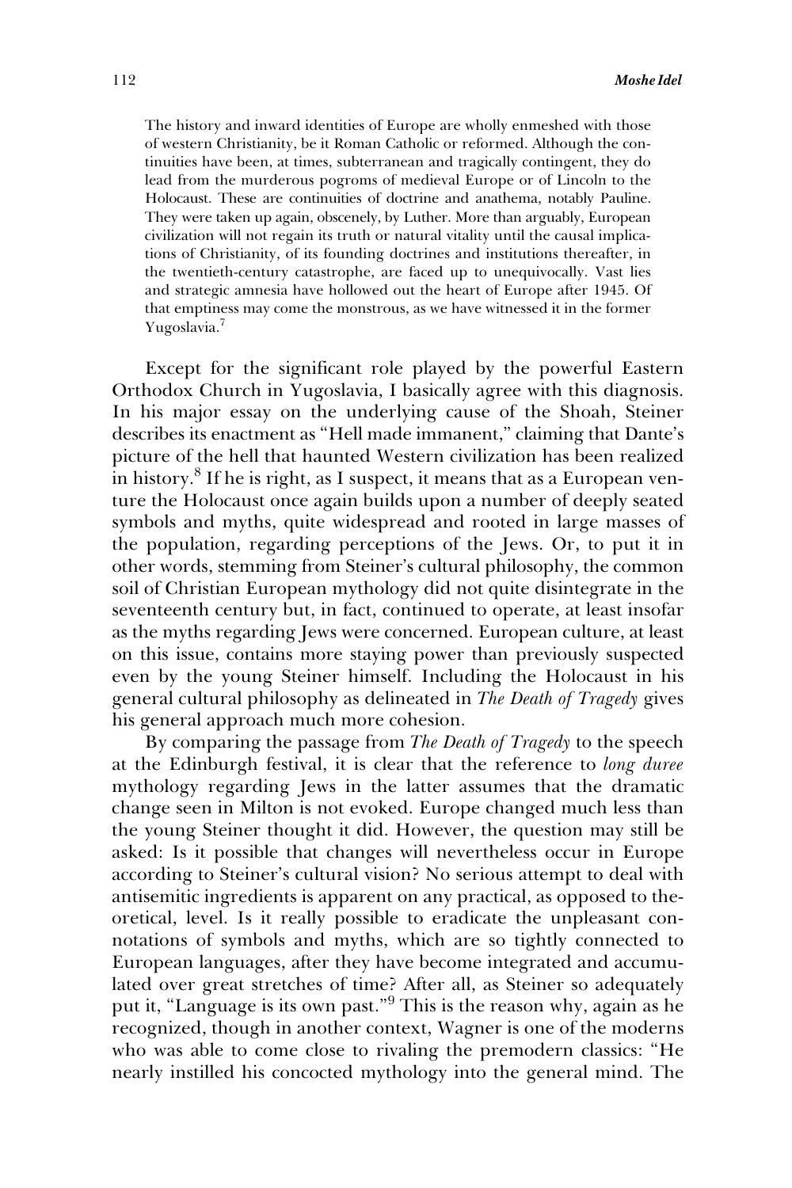> The history and inward identities of Europe are wholly enmeshed with those of western Christianity, be it Roman Catholic or reformed. Although the continuities have been, at times, subterranean and tragically contingent, they do lead from the murderous pogroms of medieval Europe or of Lincoln to the Holocaust. These are continuities of doctrine and anathema, notably Pauline. They were taken up again, obscenely, by Luther. More than arguably, European civilization will not regain its truth or natural vitality until the causal implications of Christianity, of its founding doctrines and institutions thereafter, in the twentieth-century catastrophe, are faced up to unequivocally. Vast lies and strategic amnesia have hollowed out the heart of Europe after 1945. Of that emptiness may come the monstrous, as we have witnessed it in the former Yugoslavia.[7]

Except for the significant role played by the powerful Eastern Orthodox Church in Yugoslavia, I basically agree with this diagnosis. In his major essay on the underlying cause of the Shoah, Steiner describes its enactment as "Hell made immanent," claiming that Dante's picture of the hell that haunted Western civilization has been realized in history.[8] If he is right, as I suspect, it means that as a European venture the Holocaust once again builds upon a number of deeply seated symbols and myths, quite widespread and rooted in large masses of the population, regarding perceptions of the Jews. Or, to put it in other words, stemming from Steiner's cultural philosophy, the common soil of Christian European mythology did not quite disintegrate in the seventeenth century but, in fact, continued to operate, at least insofar as the myths regarding Jews were concerned. European culture, at least on this issue, contains more staying power than previously suspected even by the young Steiner himself. Including the Holocaust in his general cultural philosophy as delineated in *The Death of Tragedy* gives his general approach much more cohesion.

By comparing the passage from *The Death of Tragedy* to the speech at the Edinburgh festival, it is clear that the reference to *long duree* mythology regarding Jews in the latter assumes that the dramatic change seen in Milton is not evoked. Europe changed much less than the young Steiner thought it did. However, the question may still be asked: Is it possible that changes will nevertheless occur in Europe according to Steiner's cultural vision? No serious attempt to deal with antisemitic ingredients is apparent on any practical, as opposed to theoretical, level. Is it really possible to eradicate the unpleasant connotations of symbols and myths, which are so tightly connected to European languages, after they have become integrated and accumulated over great stretches of time? After all, as Steiner so adequately put it, "Language is its own past."[9] This is the reason why, again as he recognized, though in another context, Wagner is one of the moderns who was able to come close to rivaling the premodern classics: "He nearly instilled his concocted mythology into the general mind. The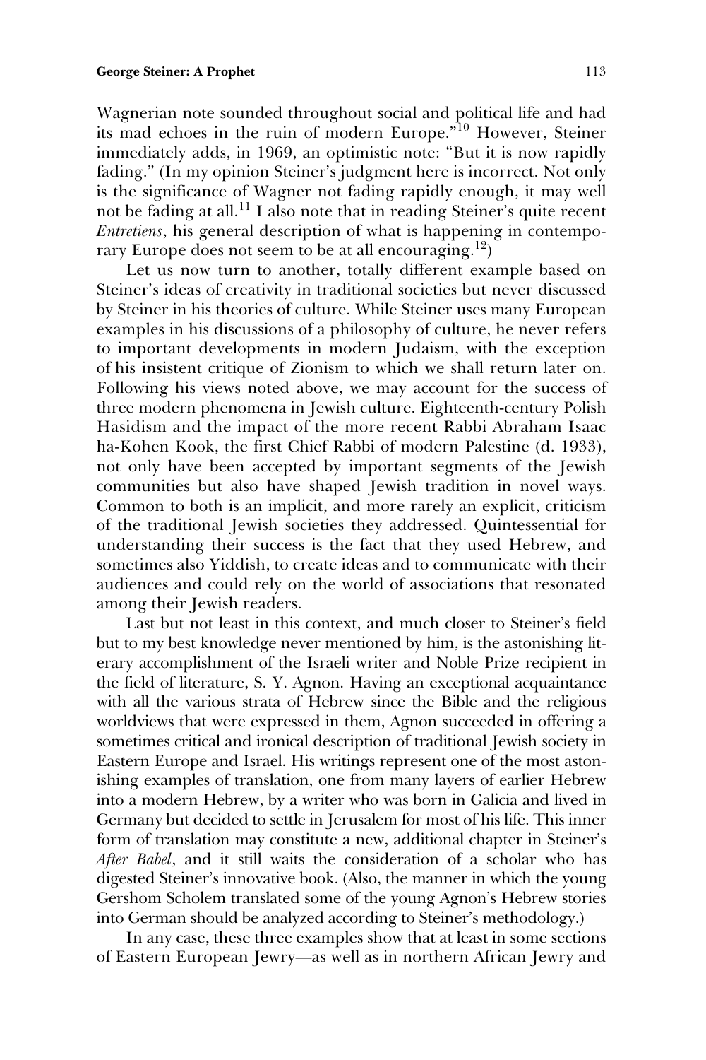Wagnerian note sounded throughout social and political life and had its mad echoes in the ruin of modern Europe."[10] However, Steiner immediately adds, in 1969, an optimistic note: "But it is now rapidly fading." (In my opinion Steiner's judgment here is incorrect. Not only is the significance of Wagner not fading rapidly enough, it may well not be fading at all.[11] I also note that in reading Steiner's quite recent *Entretiens*, his general description of what is happening in contemporary Europe does not seem to be at all encouraging.[12])

Let us now turn to another, totally different example based on Steiner's ideas of creativity in traditional societies but never discussed by Steiner in his theories of culture. While Steiner uses many European examples in his discussions of a philosophy of culture, he never refers to important developments in modern Judaism, with the exception of his insistent critique of Zionism to which we shall return later on. Following his views noted above, we may account for the success of three modern phenomena in Jewish culture. Eighteenth-century Polish Hasidism and the impact of the more recent Rabbi Abraham Isaac ha-Kohen Kook, the first Chief Rabbi of modern Palestine (d. 1933), not only have been accepted by important segments of the Jewish communities but also have shaped Jewish tradition in novel ways. Common to both is an implicit, and more rarely an explicit, criticism of the traditional Jewish societies they addressed. Quintessential for understanding their success is the fact that they used Hebrew, and sometimes also Yiddish, to create ideas and to communicate with their audiences and could rely on the world of associations that resonated among their Jewish readers.

Last but not least in this context, and much closer to Steiner's field but to my best knowledge never mentioned by him, is the astonishing literary accomplishment of the Israeli writer and Noble Prize recipient in the field of literature, S. Y. Agnon. Having an exceptional acquaintance with all the various strata of Hebrew since the Bible and the religious worldviews that were expressed in them, Agnon succeeded in offering a sometimes critical and ironical description of traditional Jewish society in Eastern Europe and Israel. His writings represent one of the most astonishing examples of translation, one from many layers of earlier Hebrew into a modern Hebrew, by a writer who was born in Galicia and lived in Germany but decided to settle in Jerusalem for most of his life. This inner form of translation may constitute a new, additional chapter in Steiner's *After Babel*, and it still waits the consideration of a scholar who has digested Steiner's innovative book. (Also, the manner in which the young Gershom Scholem translated some of the young Agnon's Hebrew stories into German should be analyzed according to Steiner's methodology.)

In any case, these three examples show that at least in some sections of Eastern European Jewry—as well as in northern African Jewry and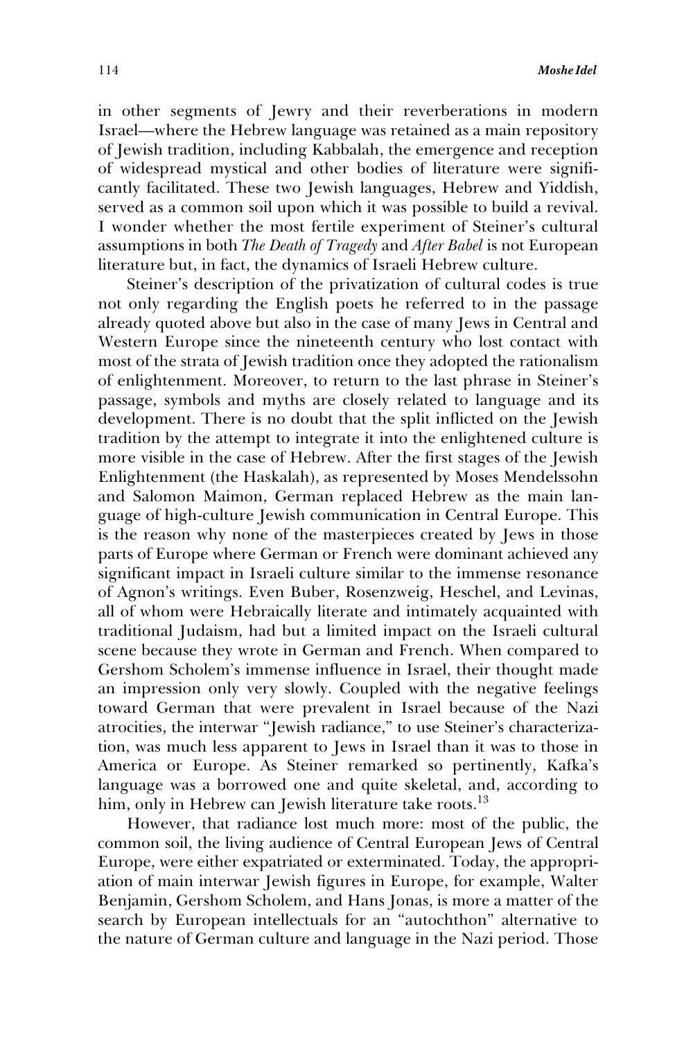in other segments of Jewry and their reverberations in modern Israel—where the Hebrew language was retained as a main repository of Jewish tradition, including Kabbalah, the emergence and reception of widespread mystical and other bodies of literature were significantly facilitated. These two Jewish languages, Hebrew and Yiddish, served as a common soil upon which it was possible to build a revival. I wonder whether the most fertile experiment of Steiner's cultural assumptions in both *The Death of Tragedy* and *After Babel* is not European literature but, in fact, the dynamics of Israeli Hebrew culture.

Steiner's description of the privatization of cultural codes is true not only regarding the English poets he referred to in the passage already quoted above but also in the case of many Jews in Central and Western Europe since the nineteenth century who lost contact with most of the strata of Jewish tradition once they adopted the rationalism of enlightenment. Moreover, to return to the last phrase in Steiner's passage, symbols and myths are closely related to language and its development. There is no doubt that the split inflicted on the Jewish tradition by the attempt to integrate it into the enlightened culture is more visible in the case of Hebrew. After the first stages of the Jewish Enlightenment (the Haskalah), as represented by Moses Mendelssohn and Salomon Maimon, German replaced Hebrew as the main language of high-culture Jewish communication in Central Europe. This is the reason why none of the masterpieces created by Jews in those parts of Europe where German or French were dominant achieved any significant impact in Israeli culture similar to the immense resonance of Agnon's writings. Even Buber, Rosenzweig, Heschel, and Levinas, all of whom were Hebraically literate and intimately acquainted with traditional Judaism, had but a limited impact on the Israeli cultural scene because they wrote in German and French. When compared to Gershom Scholem's immense influence in Israel, their thought made an impression only very slowly. Coupled with the negative feelings toward German that were prevalent in Israel because of the Nazi atrocities, the interwar "Jewish radiance," to use Steiner's characterization, was much less apparent to Jews in Israel than it was to those in America or Europe. As Steiner remarked so pertinently, Kafka's language was a borrowed one and quite skeletal, and, according to him, only in Hebrew can Jewish literature take roots.[13]

However, that radiance lost much more: most of the public, the common soil, the living audience of Central European Jews of Central Europe, were either expatriated or exterminated. Today, the appropriation of main interwar Jewish figures in Europe, for example, Walter Benjamin, Gershom Scholem, and Hans Jonas, is more a matter of the search by European intellectuals for an "autochthon" alternative to the nature of German culture and language in the Nazi period. Those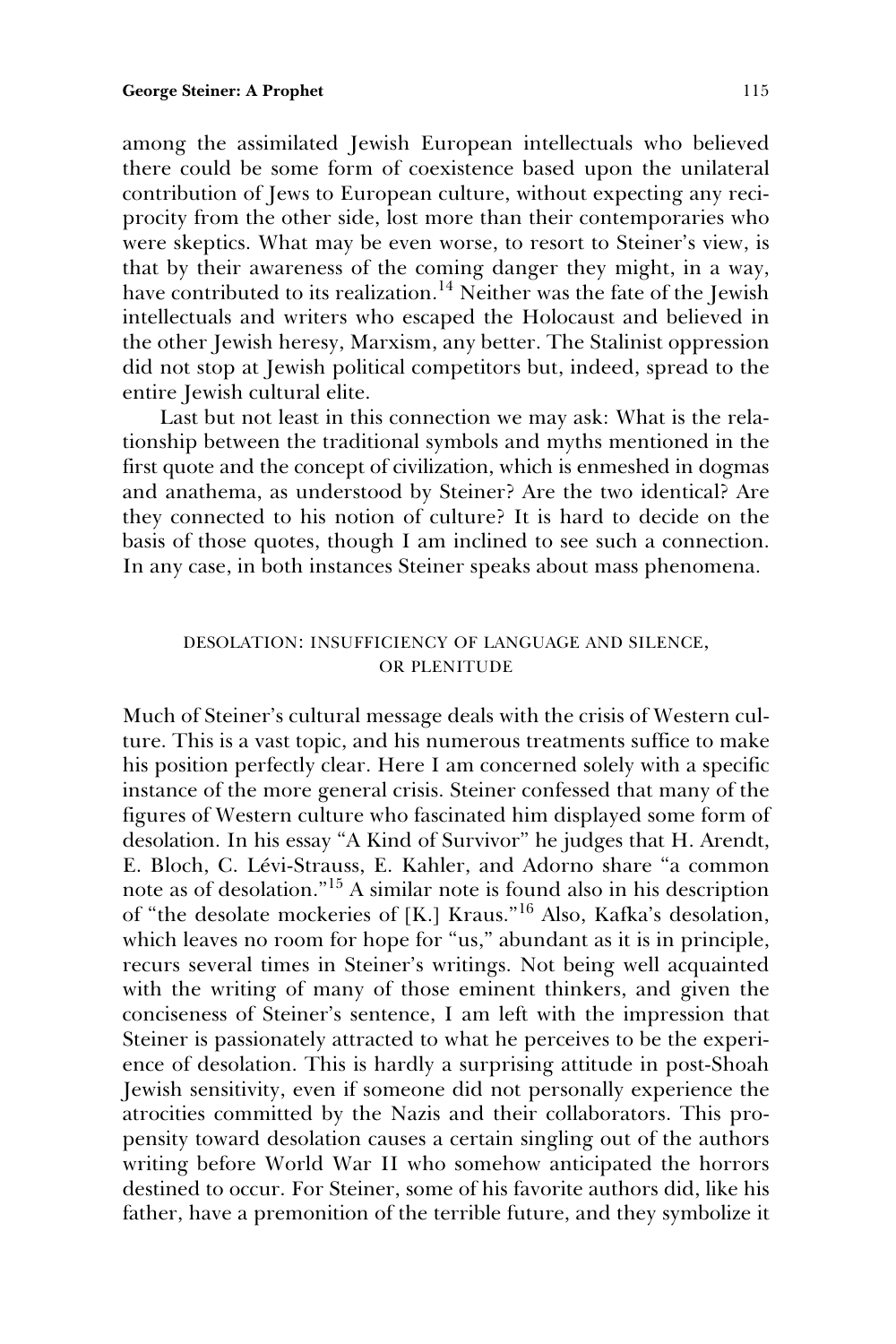among the assimilated Jewish European intellectuals who believed there could be some form of coexistence based upon the unilateral contribution of Jews to European culture, without expecting any reciprocity from the other side, lost more than their contemporaries who were skeptics. What may be even worse, to resort to Steiner's view, is that by their awareness of the coming danger they might, in a way, have contributed to its realization.[14] Neither was the fate of the Jewish intellectuals and writers who escaped the Holocaust and believed in the other Jewish heresy, Marxism, any better. The Stalinist oppression did not stop at Jewish political competitors but, indeed, spread to the entire Jewish cultural elite.

Last but not least in this connection we may ask: What is the relationship between the traditional symbols and myths mentioned in the first quote and the concept of civilization, which is enmeshed in dogmas and anathema, as understood by Steiner? Are the two identical? Are they connected to his notion of culture? It is hard to decide on the basis of those quotes, though I am inclined to see such a connection. In any case, in both instances Steiner speaks about mass phenomena.

## DESOLATION: INSUFFICIENCY OF LANGUAGE AND SILENCE, OR PLENITUDE

Much of Steiner's cultural message deals with the crisis of Western culture. This is a vast topic, and his numerous treatments suffice to make his position perfectly clear. Here I am concerned solely with a specific instance of the more general crisis. Steiner confessed that many of the figures of Western culture who fascinated him displayed some form of desolation. In his essay "A Kind of Survivor" he judges that H. Arendt, E. Bloch, C. Lévi-Strauss, E. Kahler, and Adorno share "a common note as of desolation."[15] A similar note is found also in his description of "the desolate mockeries of [K.] Kraus."[16] Also, Kafka's desolation, which leaves no room for hope for "us," abundant as it is in principle, recurs several times in Steiner's writings. Not being well acquainted with the writing of many of those eminent thinkers, and given the conciseness of Steiner's sentence, I am left with the impression that Steiner is passionately attracted to what he perceives to be the experience of desolation. This is hardly a surprising attitude in post-Shoah Jewish sensitivity, even if someone did not personally experience the atrocities committed by the Nazis and their collaborators. This propensity toward desolation causes a certain singling out of the authors writing before World War II who somehow anticipated the horrors destined to occur. For Steiner, some of his favorite authors did, like his father, have a premonition of the terrible future, and they symbolize it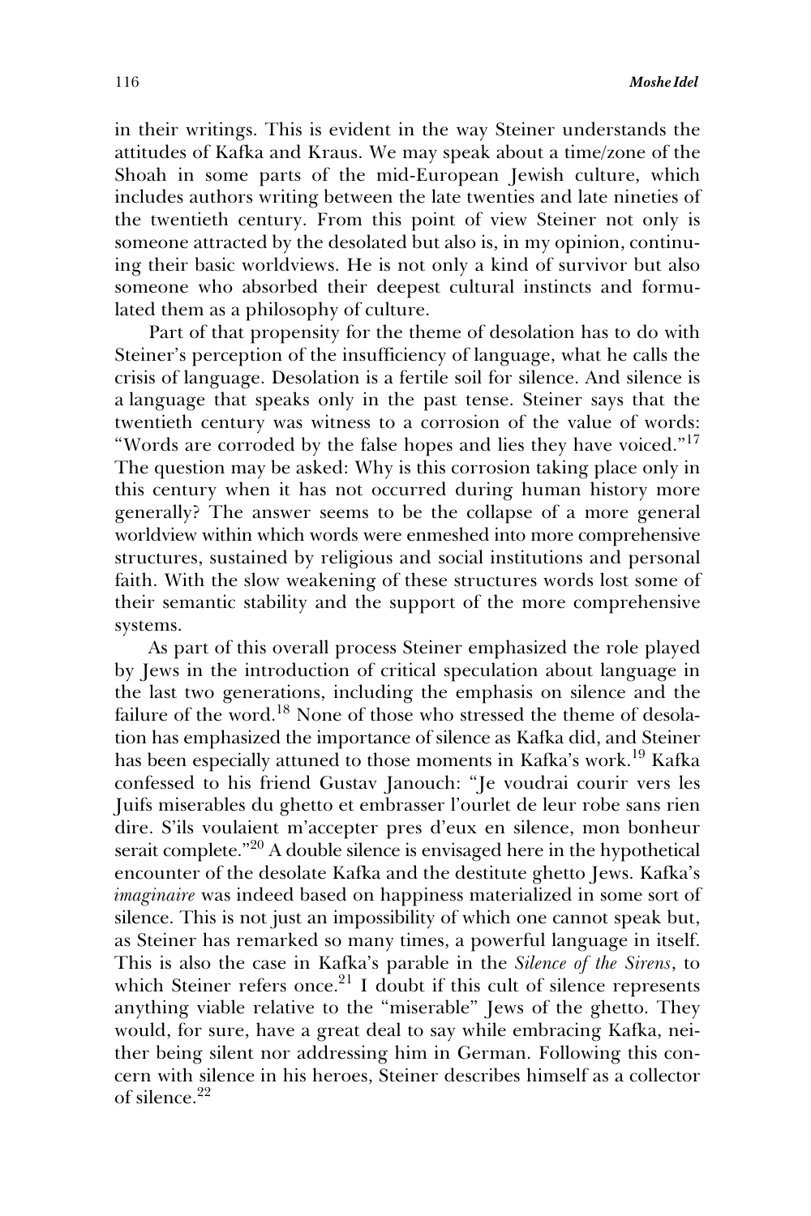in their writings. This is evident in the way Steiner understands the attitudes of Kafka and Kraus. We may speak about a time/zone of the Shoah in some parts of the mid-European Jewish culture, which includes authors writing between the late twenties and late nineties of the twentieth century. From this point of view Steiner not only is someone attracted by the desolated but also is, in my opinion, continuing their basic worldviews. He is not only a kind of survivor but also someone who absorbed their deepest cultural instincts and formulated them as a philosophy of culture.

Part of that propensity for the theme of desolation has to do with Steiner's perception of the insufficiency of language, what he calls the crisis of language. Desolation is a fertile soil for silence. And silence is a language that speaks only in the past tense. Steiner says that the twentieth century was witness to a corrosion of the value of words: "Words are corroded by the false hopes and lies they have voiced."[17] The question may be asked: Why is this corrosion taking place only in this century when it has not occurred during human history more generally? The answer seems to be the collapse of a more general worldview within which words were enmeshed into more comprehensive structures, sustained by religious and social institutions and personal faith. With the slow weakening of these structures words lost some of their semantic stability and the support of the more comprehensive systems.

As part of this overall process Steiner emphasized the role played by Jews in the introduction of critical speculation about language in the last two generations, including the emphasis on silence and the failure of the word.[18] None of those who stressed the theme of desolation has emphasized the importance of silence as Kafka did, and Steiner has been especially attuned to those moments in Kafka's work.[19] Kafka confessed to his friend Gustav Janouch: "Je voudrai courir vers les Juifs miserables du ghetto et embrasser l'ourlet de leur robe sans rien dire. S'ils voulaient m'accepter pres d'eux en silence, mon bonheur serait complete."[20] A double silence is envisaged here in the hypothetical encounter of the desolate Kafka and the destitute ghetto Jews. Kafka's *imaginaire* was indeed based on happiness materialized in some sort of silence. This is not just an impossibility of which one cannot speak but, as Steiner has remarked so many times, a powerful language in itself. This is also the case in Kafka's parable in the *Silence of the Sirens*, to which Steiner refers once.[21] I doubt if this cult of silence represents anything viable relative to the "miserable" Jews of the ghetto. They would, for sure, have a great deal to say while embracing Kafka, neither being silent nor addressing him in German. Following this concern with silence in his heroes, Steiner describes himself as a collector of silence.[22]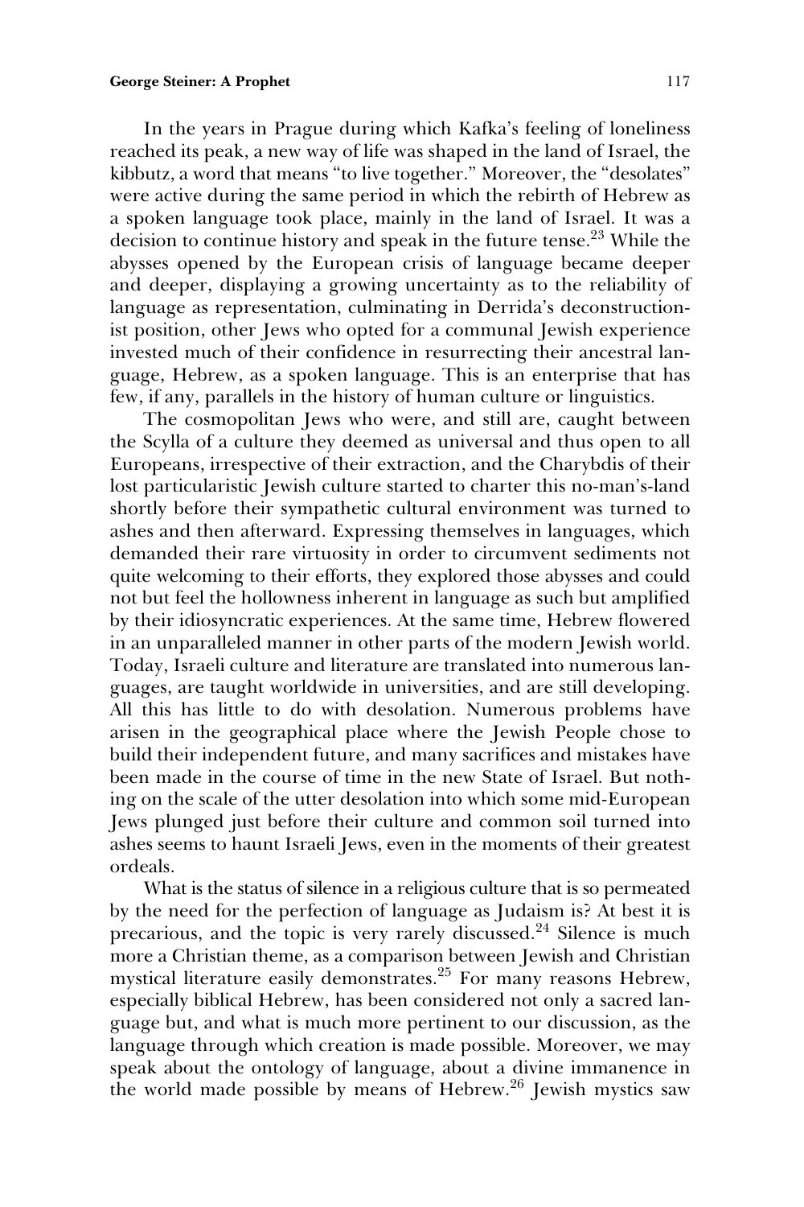In the years in Prague during which Kafka's feeling of loneliness reached its peak, a new way of life was shaped in the land of Israel, the kibbutz, a word that means "to live together." Moreover, the "desolates" were active during the same period in which the rebirth of Hebrew as a spoken language took place, mainly in the land of Israel. It was a decision to continue history and speak in the future tense.[23] While the abysses opened by the European crisis of language became deeper and deeper, displaying a growing uncertainty as to the reliability of language as representation, culminating in Derrida's deconstructionist position, other Jews who opted for a communal Jewish experience invested much of their confidence in resurrecting their ancestral language, Hebrew, as a spoken language. This is an enterprise that has few, if any, parallels in the history of human culture or linguistics.

The cosmopolitan Jews who were, and still are, caught between the Scylla of a culture they deemed as universal and thus open to all Europeans, irrespective of their extraction, and the Charybdis of their lost particularistic Jewish culture started to charter this no-man's-land shortly before their sympathetic cultural environment was turned to ashes and then afterward. Expressing themselves in languages, which demanded their rare virtuosity in order to circumvent sediments not quite welcoming to their efforts, they explored those abysses and could not but feel the hollowness inherent in language as such but amplified by their idiosyncratic experiences. At the same time, Hebrew flowered in an unparalleled manner in other parts of the modern Jewish world. Today, Israeli culture and literature are translated into numerous languages, are taught worldwide in universities, and are still developing. All this has little to do with desolation. Numerous problems have arisen in the geographical place where the Jewish People chose to build their independent future, and many sacrifices and mistakes have been made in the course of time in the new State of Israel. But nothing on the scale of the utter desolation into which some mid-European Jews plunged just before their culture and common soil turned into ashes seems to haunt Israeli Jews, even in the moments of their greatest ordeals.

What is the status of silence in a religious culture that is so permeated by the need for the perfection of language as Judaism is? At best it is precarious, and the topic is very rarely discussed.[24] Silence is much more a Christian theme, as a comparison between Jewish and Christian mystical literature easily demonstrates.[25] For many reasons Hebrew, especially biblical Hebrew, has been considered not only a sacred language but, and what is much more pertinent to our discussion, as the language through which creation is made possible. Moreover, we may speak about the ontology of language, about a divine immanence in the world made possible by means of Hebrew.[26] Jewish mystics saw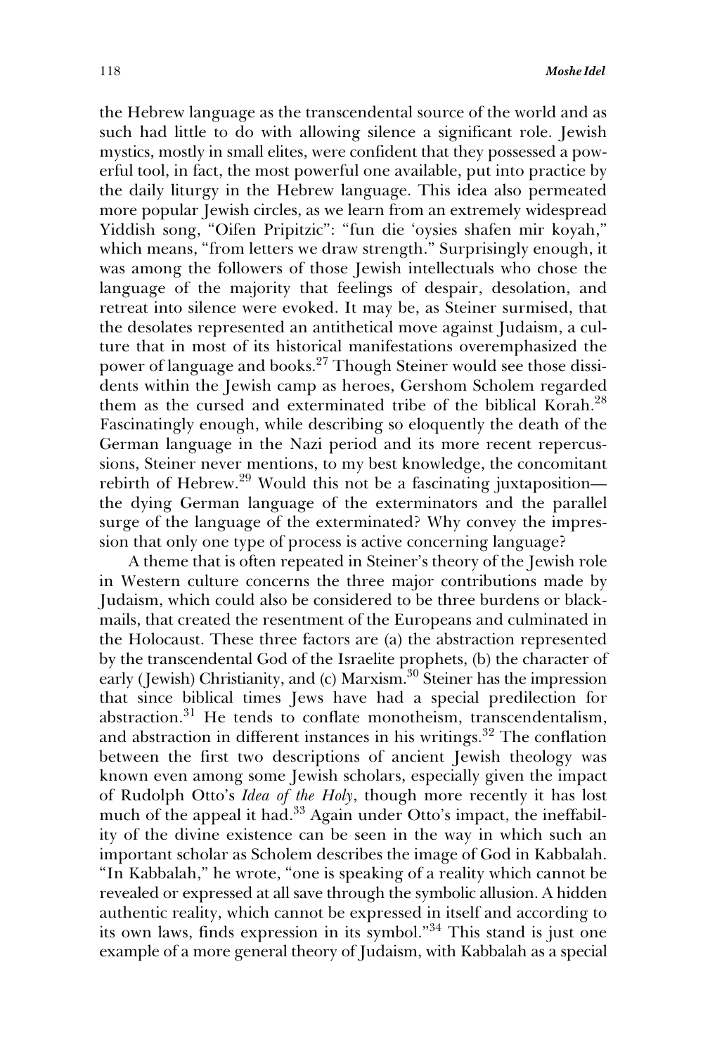the Hebrew language as the transcendental source of the world and as such had little to do with allowing silence a significant role. Jewish mystics, mostly in small elites, were confident that they possessed a powerful tool, in fact, the most powerful one available, put into practice by the daily liturgy in the Hebrew language. This idea also permeated more popular Jewish circles, as we learn from an extremely widespread Yiddish song, "Oifen Pripitzic": "fun die 'oysies shafen mir koyah," which means, "from letters we draw strength." Surprisingly enough, it was among the followers of those Jewish intellectuals who chose the language of the majority that feelings of despair, desolation, and retreat into silence were evoked. It may be, as Steiner surmised, that the desolates represented an antithetical move against Judaism, a culture that in most of its historical manifestations overemphasized the power of language and books.[27] Though Steiner would see those dissidents within the Jewish camp as heroes, Gershom Scholem regarded them as the cursed and exterminated tribe of the biblical Korah.[28] Fascinatingly enough, while describing so eloquently the death of the German language in the Nazi period and its more recent repercussions, Steiner never mentions, to my best knowledge, the concomitant rebirth of Hebrew.[29] Would this not be a fascinating juxtaposition—the dying German language of the exterminators and the parallel surge of the language of the exterminated? Why convey the impression that only one type of process is active concerning language?

A theme that is often repeated in Steiner's theory of the Jewish role in Western culture concerns the three major contributions made by Judaism, which could also be considered to be three burdens or blackmails, that created the resentment of the Europeans and culminated in the Holocaust. These three factors are (a) the abstraction represented by the transcendental God of the Israelite prophets, (b) the character of early (Jewish) Christianity, and (c) Marxism.[30] Steiner has the impression that since biblical times Jews have had a special predilection for abstraction.[31] He tends to conflate monotheism, transcendentalism, and abstraction in different instances in his writings.[32] The conflation between the first two descriptions of ancient Jewish theology was known even among some Jewish scholars, especially given the impact of Rudolph Otto's *Idea of the Holy*, though more recently it has lost much of the appeal it had.[33] Again under Otto's impact, the ineffability of the divine existence can be seen in the way in which such an important scholar as Scholem describes the image of God in Kabbalah. "In Kabbalah," he wrote, "one is speaking of a reality which cannot be revealed or expressed at all save through the symbolic allusion. A hidden authentic reality, which cannot be expressed in itself and according to its own laws, finds expression in its symbol."[34] This stand is just one example of a more general theory of Judaism, with Kabbalah as a special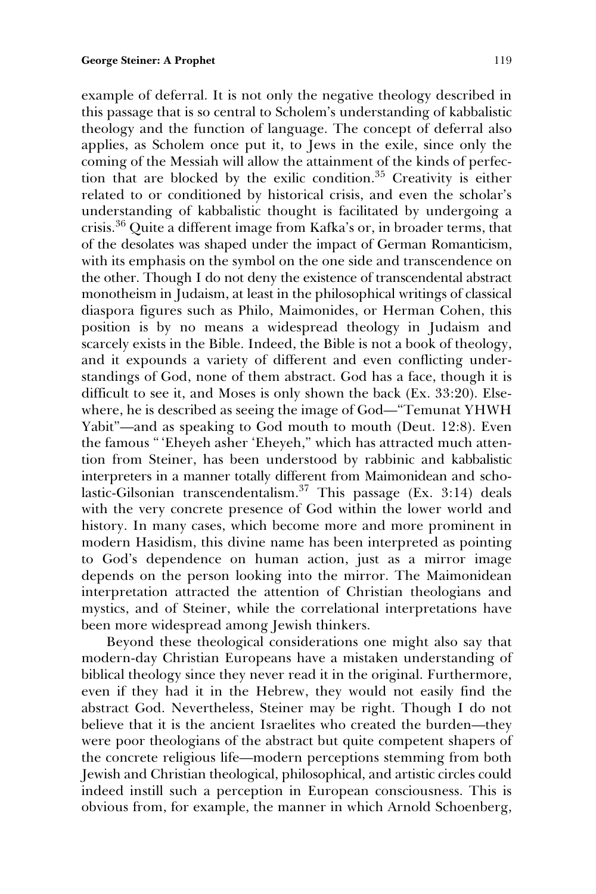example of deferral. It is not only the negative theology described in this passage that is so central to Scholem's understanding of kabbalistic theology and the function of language. The concept of deferral also applies, as Scholem once put it, to Jews in the exile, since only the coming of the Messiah will allow the attainment of the kinds of perfection that are blocked by the exilic condition.[35] Creativity is either related to or conditioned by historical crisis, and even the scholar's understanding of kabbalistic thought is facilitated by undergoing a crisis.[36] Quite a different image from Kafka's or, in broader terms, that of the desolates was shaped under the impact of German Romanticism, with its emphasis on the symbol on the one side and transcendence on the other. Though I do not deny the existence of transcendental abstract monotheism in Judaism, at least in the philosophical writings of classical diaspora figures such as Philo, Maimonides, or Herman Cohen, this position is by no means a widespread theology in Judaism and scarcely exists in the Bible. Indeed, the Bible is not a book of theology, and it expounds a variety of different and even conflicting understandings of God, none of them abstract. God has a face, though it is difficult to see it, and Moses is only shown the back (Ex. 33:20). Elsewhere, he is described as seeing the image of God—"Temunat YHWH Yabit"—and as speaking to God mouth to mouth (Deut. 12:8). Even the famous "'Eheyeh asher 'Eheyeh," which has attracted much attention from Steiner, has been understood by rabbinic and kabbalistic interpreters in a manner totally different from Maimonidean and scholastic-Gilsonian transcendentalism.[37] This passage (Ex. 3:14) deals with the very concrete presence of God within the lower world and history. In many cases, which become more and more prominent in modern Hasidism, this divine name has been interpreted as pointing to God's dependence on human action, just as a mirror image depends on the person looking into the mirror. The Maimonidean interpretation attracted the attention of Christian theologians and mystics, and of Steiner, while the correlational interpretations have been more widespread among Jewish thinkers.

Beyond these theological considerations one might also say that modern-day Christian Europeans have a mistaken understanding of biblical theology since they never read it in the original. Furthermore, even if they had it in the Hebrew, they would not easily find the abstract God. Nevertheless, Steiner may be right. Though I do not believe that it is the ancient Israelites who created the burden—they were poor theologians of the abstract but quite competent shapers of the concrete religious life—modern perceptions stemming from both Jewish and Christian theological, philosophical, and artistic circles could indeed instill such a perception in European consciousness. This is obvious from, for example, the manner in which Arnold Schoenberg,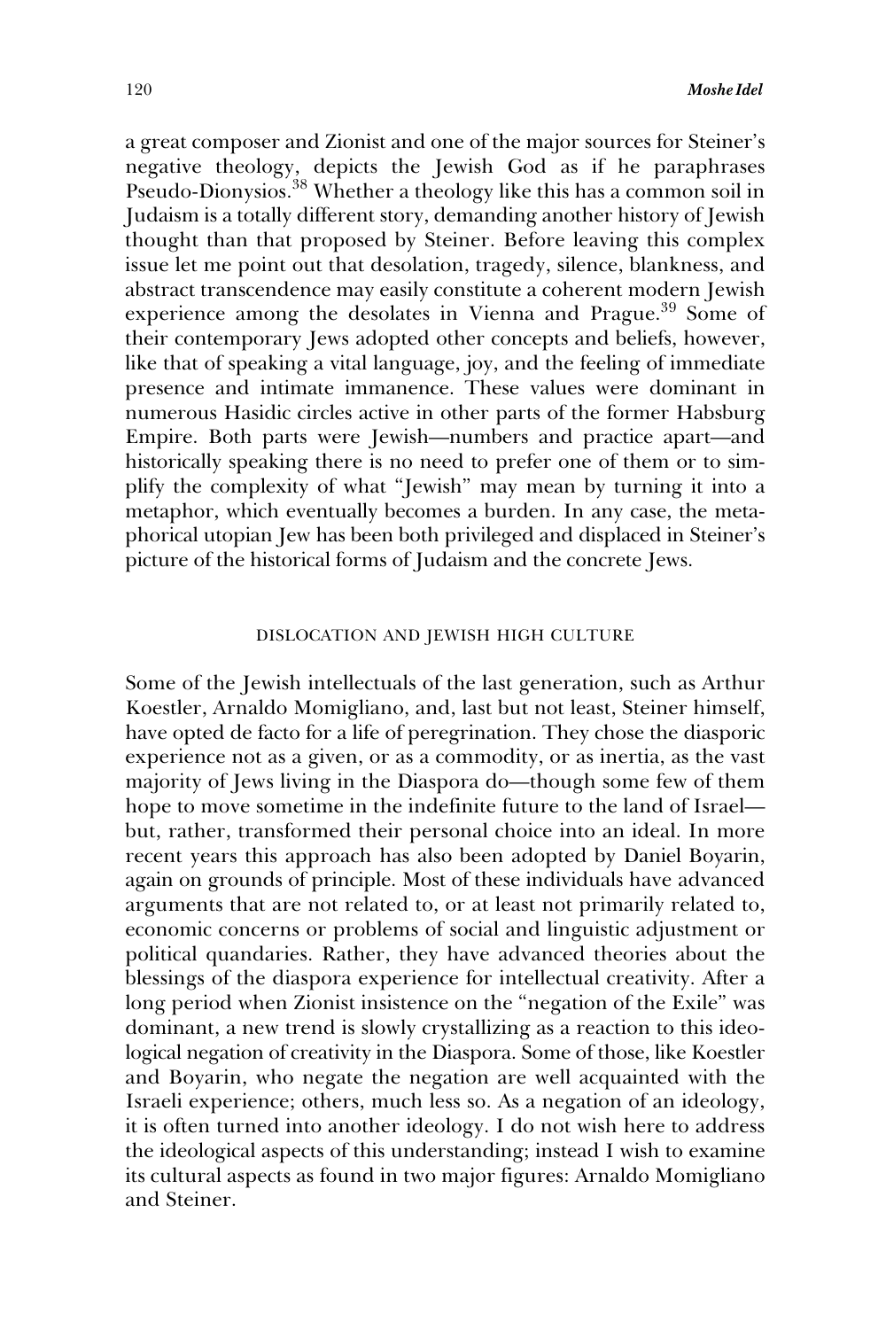a great composer and Zionist and one of the major sources for Steiner's negative theology, depicts the Jewish God as if he paraphrases Pseudo-Dionysios.[38] Whether a theology like this has a common soil in Judaism is a totally different story, demanding another history of Jewish thought than that proposed by Steiner. Before leaving this complex issue let me point out that desolation, tragedy, silence, blankness, and abstract transcendence may easily constitute a coherent modern Jewish experience among the desolates in Vienna and Prague.[39] Some of their contemporary Jews adopted other concepts and beliefs, however, like that of speaking a vital language, joy, and the feeling of immediate presence and intimate immanence. These values were dominant in numerous Hasidic circles active in other parts of the former Habsburg Empire. Both parts were Jewish—numbers and practice apart—and historically speaking there is no need to prefer one of them or to simplify the complexity of what "Jewish" may mean by turning it into a metaphor, which eventually becomes a burden. In any case, the metaphorical utopian Jew has been both privileged and displaced in Steiner's picture of the historical forms of Judaism and the concrete Jews.

## DISLOCATION AND JEWISH HIGH CULTURE

Some of the Jewish intellectuals of the last generation, such as Arthur Koestler, Arnaldo Momigliano, and, last but not least, Steiner himself, have opted de facto for a life of peregrination. They chose the diasporic experience not as a given, or as a commodity, or as inertia, as the vast majority of Jews living in the Diaspora do—though some few of them hope to move sometime in the indefinite future to the land of Israel—but, rather, transformed their personal choice into an ideal. In more recent years this approach has also been adopted by Daniel Boyarin, again on grounds of principle. Most of these individuals have advanced arguments that are not related to, or at least not primarily related to, economic concerns or problems of social and linguistic adjustment or political quandaries. Rather, they have advanced theories about the blessings of the diaspora experience for intellectual creativity. After a long period when Zionist insistence on the "negation of the Exile" was dominant, a new trend is slowly crystallizing as a reaction to this ideological negation of creativity in the Diaspora. Some of those, like Koestler and Boyarin, who negate the negation are well acquainted with the Israeli experience; others, much less so. As a negation of an ideology, it is often turned into another ideology. I do not wish here to address the ideological aspects of this understanding; instead I wish to examine its cultural aspects as found in two major figures: Arnaldo Momigliano and Steiner.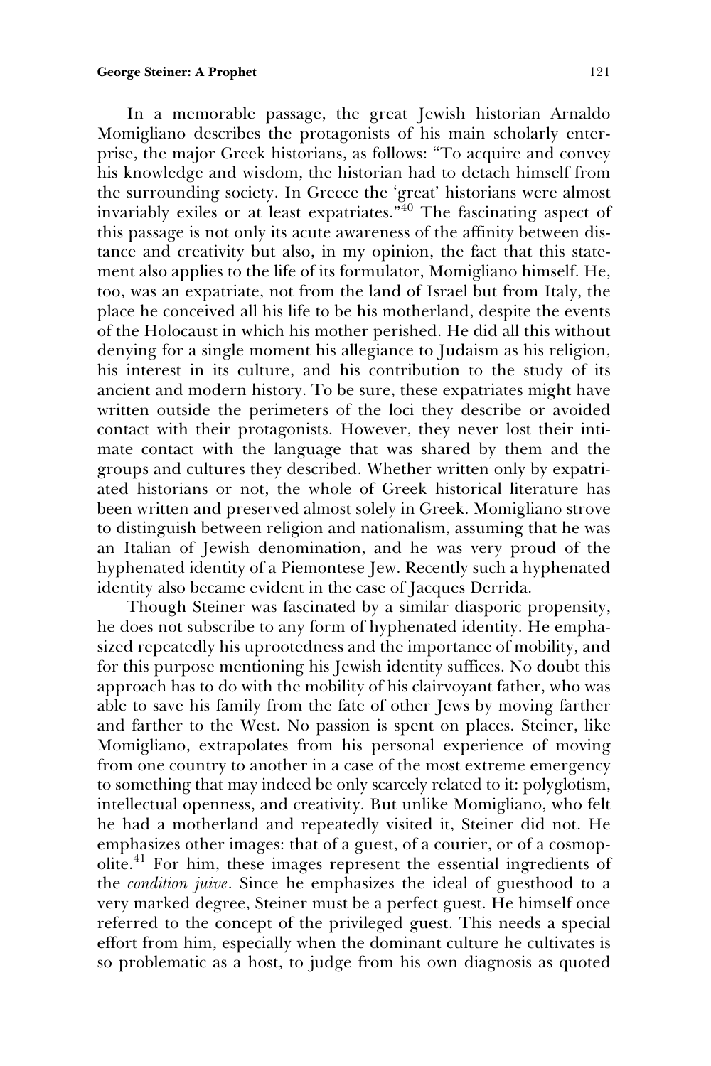In a memorable passage, the great Jewish historian Arnaldo Momigliano describes the protagonists of his main scholarly enterprise, the major Greek historians, as follows: "To acquire and convey his knowledge and wisdom, the historian had to detach himself from the surrounding society. In Greece the 'great' historians were almost invariably exiles or at least expatriates."[40] The fascinating aspect of this passage is not only its acute awareness of the affinity between distance and creativity but also, in my opinion, the fact that this statement also applies to the life of its formulator, Momigliano himself. He, too, was an expatriate, not from the land of Israel but from Italy, the place he conceived all his life to be his motherland, despite the events of the Holocaust in which his mother perished. He did all this without denying for a single moment his allegiance to Judaism as his religion, his interest in its culture, and his contribution to the study of its ancient and modern history. To be sure, these expatriates might have written outside the perimeters of the loci they describe or avoided contact with their protagonists. However, they never lost their intimate contact with the language that was shared by them and the groups and cultures they described. Whether written only by expatriated historians or not, the whole of Greek historical literature has been written and preserved almost solely in Greek. Momigliano strove to distinguish between religion and nationalism, assuming that he was an Italian of Jewish denomination, and he was very proud of the hyphenated identity of a Piemontese Jew. Recently such a hyphenated identity also became evident in the case of Jacques Derrida.

Though Steiner was fascinated by a similar diasporic propensity, he does not subscribe to any form of hyphenated identity. He emphasized repeatedly his uprootedness and the importance of mobility, and for this purpose mentioning his Jewish identity suffices. No doubt this approach has to do with the mobility of his clairvoyant father, who was able to save his family from the fate of other Jews by moving farther and farther to the West. No passion is spent on places. Steiner, like Momigliano, extrapolates from his personal experience of moving from one country to another in a case of the most extreme emergency to something that may indeed be only scarcely related to it: polyglotism, intellectual openness, and creativity. But unlike Momigliano, who felt he had a motherland and repeatedly visited it, Steiner did not. He emphasizes other images: that of a guest, of a courier, or of a cosmopolite.[41] For him, these images represent the essential ingredients of the *condition juive*. Since he emphasizes the ideal of guesthood to a very marked degree, Steiner must be a perfect guest. He himself once referred to the concept of the privileged guest. This needs a special effort from him, especially when the dominant culture he cultivates is so problematic as a host, to judge from his own diagnosis as quoted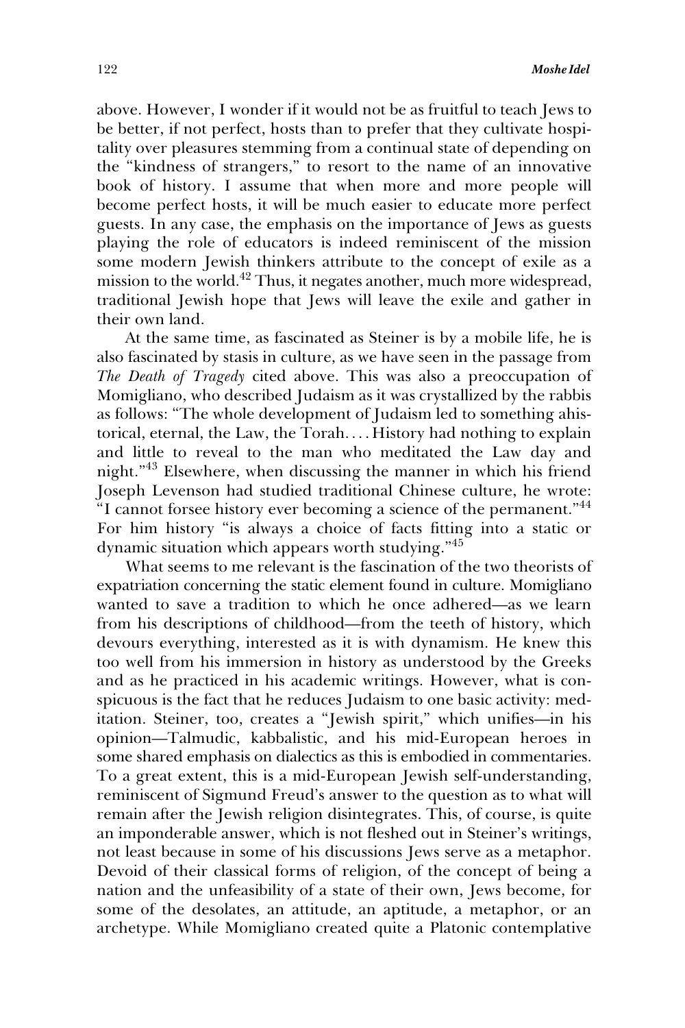above. However, I wonder if it would not be as fruitful to teach Jews to be better, if not perfect, hosts than to prefer that they cultivate hospitality over pleasures stemming from a continual state of depending on the "kindness of strangers," to resort to the name of an innovative book of history. I assume that when more and more people will become perfect hosts, it will be much easier to educate more perfect guests. In any case, the emphasis on the importance of Jews as guests playing the role of educators is indeed reminiscent of the mission some modern Jewish thinkers attribute to the concept of exile as a mission to the world.[42] Thus, it negates another, much more widespread, traditional Jewish hope that Jews will leave the exile and gather in their own land.

At the same time, as fascinated as Steiner is by a mobile life, he is also fascinated by stasis in culture, as we have seen in the passage from *The Death of Tragedy* cited above. This was also a preoccupation of Momigliano, who described Judaism as it was crystallized by the rabbis as follows: "The whole development of Judaism led to something ahistorical, eternal, the Law, the Torah. . . . History had nothing to explain and little to reveal to the man who meditated the Law day and night."[43] Elsewhere, when discussing the manner in which his friend Joseph Levenson had studied traditional Chinese culture, he wrote: "I cannot forsee history ever becoming a science of the permanent."[44] For him history "is always a choice of facts fitting into a static or dynamic situation which appears worth studying."[45]

What seems to me relevant is the fascination of the two theorists of expatriation concerning the static element found in culture. Momigliano wanted to save a tradition to which he once adhered—as we learn from his descriptions of childhood—from the teeth of history, which devours everything, interested as it is with dynamism. He knew this too well from his immersion in history as understood by the Greeks and as he practiced in his academic writings. However, what is conspicuous is the fact that he reduces Judaism to one basic activity: meditation. Steiner, too, creates a "Jewish spirit," which unifies—in his opinion—Talmudic, kabbalistic, and his mid-European heroes in some shared emphasis on dialectics as this is embodied in commentaries. To a great extent, this is a mid-European Jewish self-understanding, reminiscent of Sigmund Freud's answer to the question as to what will remain after the Jewish religion disintegrates. This, of course, is quite an imponderable answer, which is not fleshed out in Steiner's writings, not least because in some of his discussions Jews serve as a metaphor. Devoid of their classical forms of religion, of the concept of being a nation and the unfeasibility of a state of their own, Jews become, for some of the desolates, an attitude, an aptitude, a metaphor, or an archetype. While Momigliano created quite a Platonic contemplative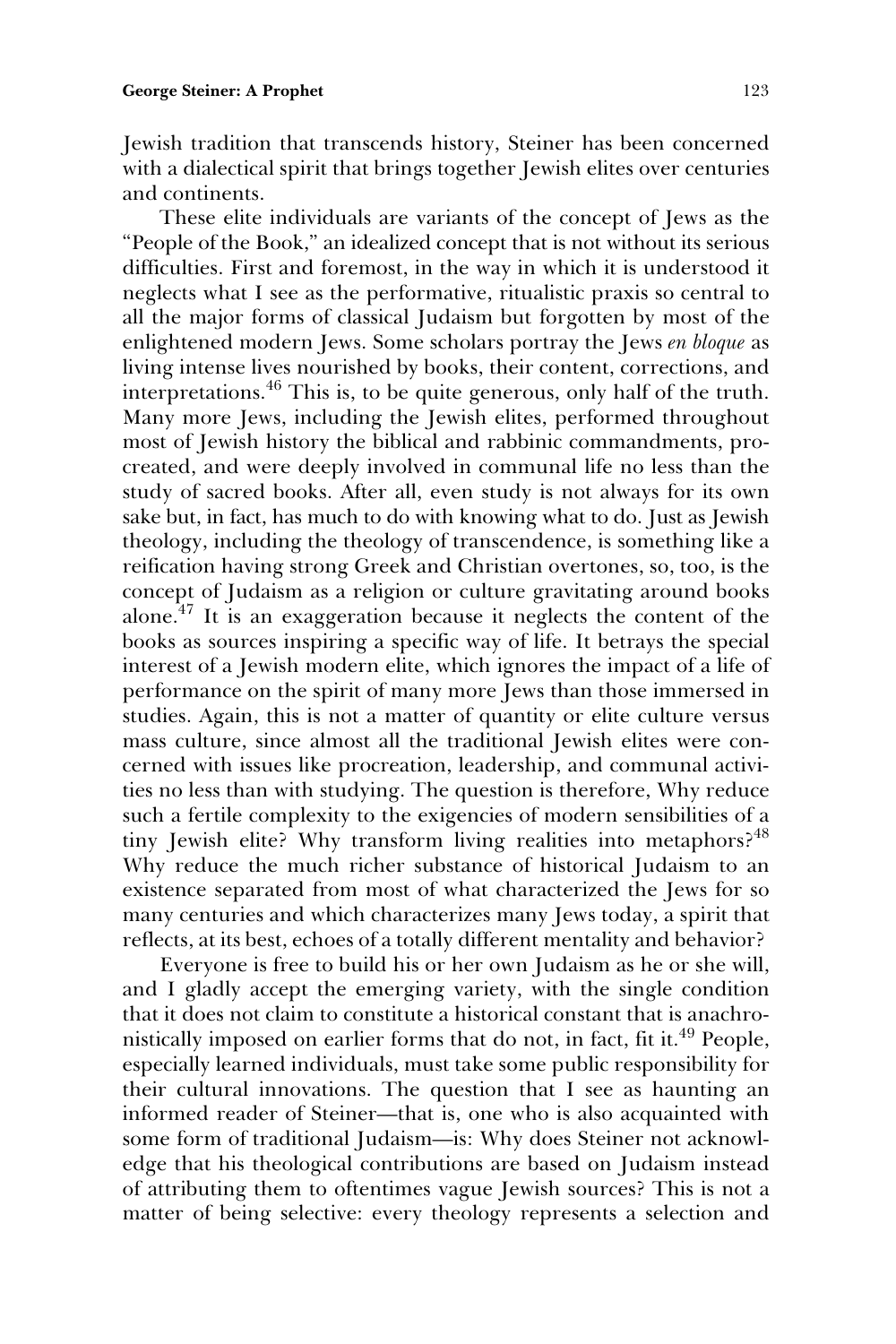Jewish tradition that transcends history, Steiner has been concerned with a dialectical spirit that brings together Jewish elites over centuries and continents.

These elite individuals are variants of the concept of Jews as the "People of the Book," an idealized concept that is not without its serious difficulties. First and foremost, in the way in which it is understood it neglects what I see as the performative, ritualistic praxis so central to all the major forms of classical Judaism but forgotten by most of the enlightened modern Jews. Some scholars portray the Jews *en bloque* as living intense lives nourished by books, their content, corrections, and interpretations.[46] This is, to be quite generous, only half of the truth. Many more Jews, including the Jewish elites, performed throughout most of Jewish history the biblical and rabbinic commandments, procreated, and were deeply involved in communal life no less than the study of sacred books. After all, even study is not always for its own sake but, in fact, has much to do with knowing what to do. Just as Jewish theology, including the theology of transcendence, is something like a reification having strong Greek and Christian overtones, so, too, is the concept of Judaism as a religion or culture gravitating around books alone.[47] It is an exaggeration because it neglects the content of the books as sources inspiring a specific way of life. It betrays the special interest of a Jewish modern elite, which ignores the impact of a life of performance on the spirit of many more Jews than those immersed in studies. Again, this is not a matter of quantity or elite culture versus mass culture, since almost all the traditional Jewish elites were concerned with issues like procreation, leadership, and communal activities no less than with studying. The question is therefore, Why reduce such a fertile complexity to the exigencies of modern sensibilities of a tiny Jewish elite? Why transform living realities into metaphors?[48] Why reduce the much richer substance of historical Judaism to an existence separated from most of what characterized the Jews for so many centuries and which characterizes many Jews today, a spirit that reflects, at its best, echoes of a totally different mentality and behavior?

Everyone is free to build his or her own Judaism as he or she will, and I gladly accept the emerging variety, with the single condition that it does not claim to constitute a historical constant that is anachronistically imposed on earlier forms that do not, in fact, fit it.[49] People, especially learned individuals, must take some public responsibility for their cultural innovations. The question that I see as haunting an informed reader of Steiner—that is, one who is also acquainted with some form of traditional Judaism—is: Why does Steiner not acknowledge that his theological contributions are based on Judaism instead of attributing them to oftentimes vague Jewish sources? This is not a matter of being selective: every theology represents a selection and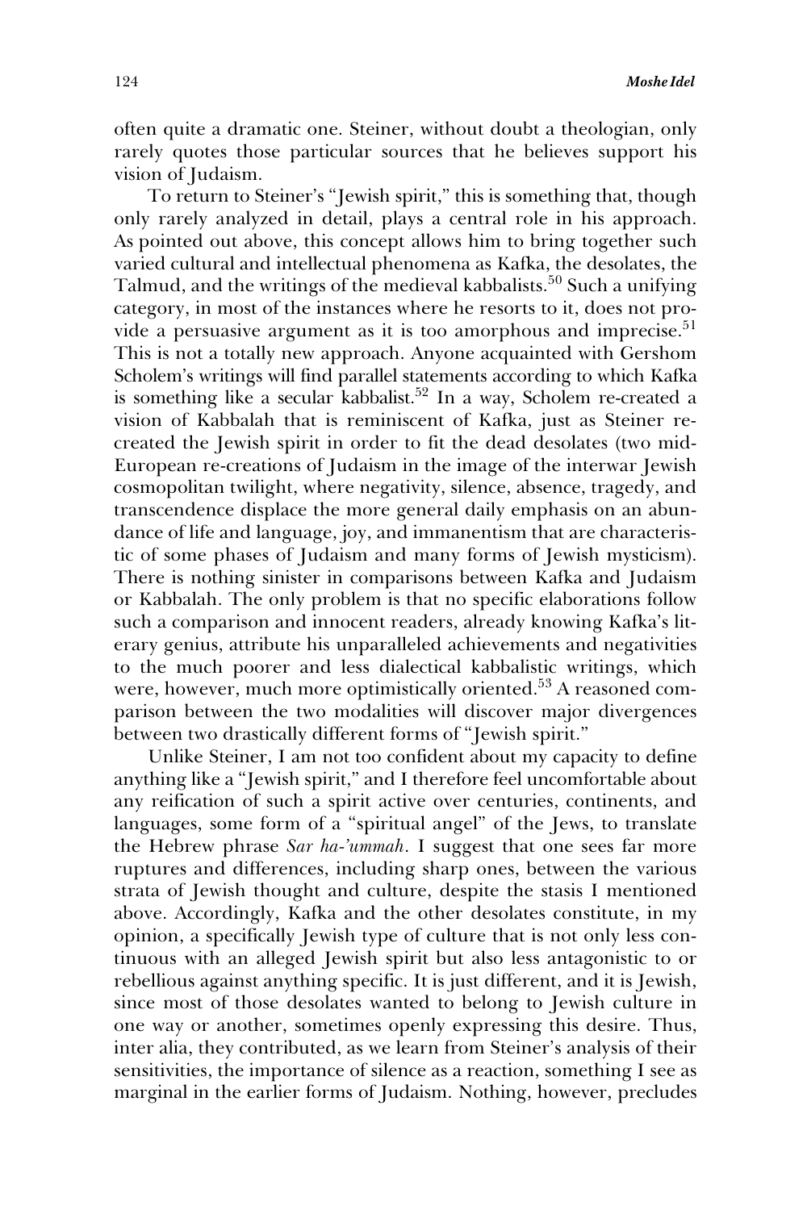often quite a dramatic one. Steiner, without doubt a theologian, only rarely quotes those particular sources that he believes support his vision of Judaism.

To return to Steiner's "Jewish spirit," this is something that, though only rarely analyzed in detail, plays a central role in his approach. As pointed out above, this concept allows him to bring together such varied cultural and intellectual phenomena as Kafka, the desolates, the Talmud, and the writings of the medieval kabbalists.[50] Such a unifying category, in most of the instances where he resorts to it, does not provide a persuasive argument as it is too amorphous and imprecise.[51] This is not a totally new approach. Anyone acquainted with Gershom Scholem's writings will find parallel statements according to which Kafka is something like a secular kabbalist.[52] In a way, Scholem re-created a vision of Kabbalah that is reminiscent of Kafka, just as Steiner re-created the Jewish spirit in order to fit the dead desolates (two mid-European re-creations of Judaism in the image of the interwar Jewish cosmopolitan twilight, where negativity, silence, absence, tragedy, and transcendence displace the more general daily emphasis on an abundance of life and language, joy, and immanentism that are characteristic of some phases of Judaism and many forms of Jewish mysticism). There is nothing sinister in comparisons between Kafka and Judaism or Kabbalah. The only problem is that no specific elaborations follow such a comparison and innocent readers, already knowing Kafka's literary genius, attribute his unparalleled achievements and negativities to the much poorer and less dialectical kabbalistic writings, which were, however, much more optimistically oriented.[53] A reasoned comparison between the two modalities will discover major divergences between two drastically different forms of "Jewish spirit."

Unlike Steiner, I am not too confident about my capacity to define anything like a "Jewish spirit," and I therefore feel uncomfortable about any reification of such a spirit active over centuries, continents, and languages, some form of a "spiritual angel" of the Jews, to translate the Hebrew phrase *Sar ha-'ummah*. I suggest that one sees far more ruptures and differences, including sharp ones, between the various strata of Jewish thought and culture, despite the stasis I mentioned above. Accordingly, Kafka and the other desolates constitute, in my opinion, a specifically Jewish type of culture that is not only less continuous with an alleged Jewish spirit but also less antagonistic to or rebellious against anything specific. It is just different, and it is Jewish, since most of those desolates wanted to belong to Jewish culture in one way or another, sometimes openly expressing this desire. Thus, inter alia, they contributed, as we learn from Steiner's analysis of their sensitivities, the importance of silence as a reaction, something I see as marginal in the earlier forms of Judaism. Nothing, however, precludes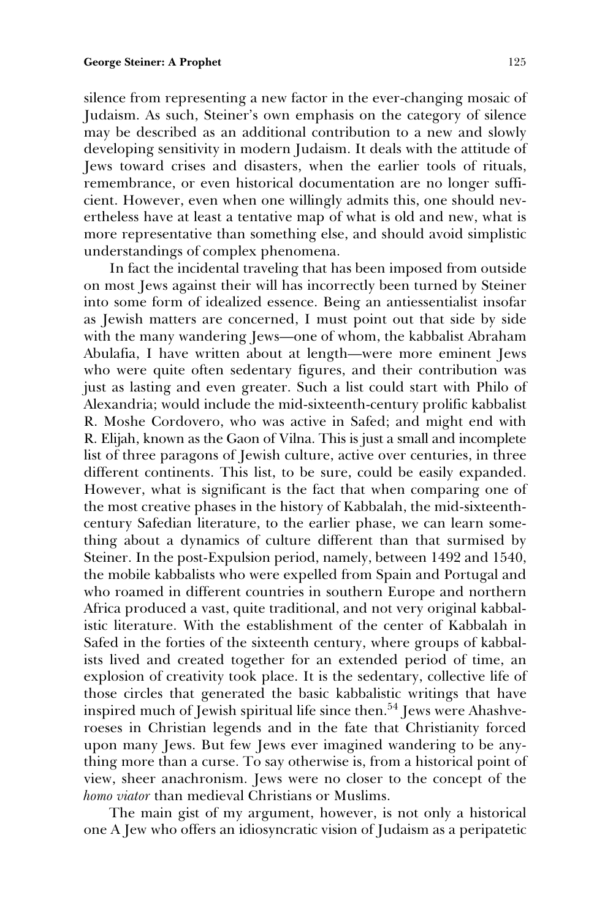silence from representing a new factor in the ever-changing mosaic of Judaism. As such, Steiner's own emphasis on the category of silence may be described as an additional contribution to a new and slowly developing sensitivity in modern Judaism. It deals with the attitude of Jews toward crises and disasters, when the earlier tools of rituals, remembrance, or even historical documentation are no longer sufficient. However, even when one willingly admits this, one should nevertheless have at least a tentative map of what is old and new, what is more representative than something else, and should avoid simplistic understandings of complex phenomena.

In fact the incidental traveling that has been imposed from outside on most Jews against their will has incorrectly been turned by Steiner into some form of idealized essence. Being an antiessentialist insofar as Jewish matters are concerned, I must point out that side by side with the many wandering Jews—one of whom, the kabbalist Abraham Abulafia, I have written about at length—were more eminent Jews who were quite often sedentary figures, and their contribution was just as lasting and even greater. Such a list could start with Philo of Alexandria; would include the mid-sixteenth-century prolific kabbalist R. Moshe Cordovero, who was active in Safed; and might end with R. Elijah, known as the Gaon of Vilna. This is just a small and incomplete list of three paragons of Jewish culture, active over centuries, in three different continents. This list, to be sure, could be easily expanded. However, what is significant is the fact that when comparing one of the most creative phases in the history of Kabbalah, the mid-sixteenth-century Safedian literature, to the earlier phase, we can learn something about a dynamics of culture different than that surmised by Steiner. In the post-Expulsion period, namely, between 1492 and 1540, the mobile kabbalists who were expelled from Spain and Portugal and who roamed in different countries in southern Europe and northern Africa produced a vast, quite traditional, and not very original kabbalistic literature. With the establishment of the center of Kabbalah in Safed in the forties of the sixteenth century, where groups of kabbalists lived and created together for an extended period of time, an explosion of creativity took place. It is the sedentary, collective life of those circles that generated the basic kabbalistic writings that have inspired much of Jewish spiritual life since then.[54] Jews were Ahashveroeses in Christian legends and in the fate that Christianity forced upon many Jews. But few Jews ever imagined wandering to be anything more than a curse. To say otherwise is, from a historical point of view, sheer anachronism. Jews were no closer to the concept of the *homo viator* than medieval Christians or Muslims.

The main gist of my argument, however, is not only a historical one A Jew who offers an idiosyncratic vision of Judaism as a peripatetic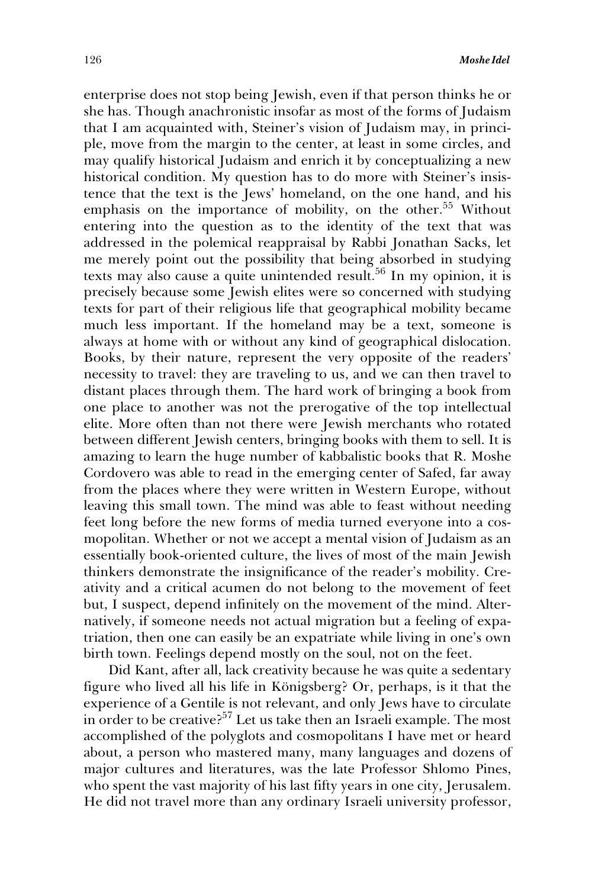enterprise does not stop being Jewish, even if that person thinks he or she has. Though anachronistic insofar as most of the forms of Judaism that I am acquainted with, Steiner's vision of Judaism may, in principle, move from the margin to the center, at least in some circles, and may qualify historical Judaism and enrich it by conceptualizing a new historical condition. My question has to do more with Steiner's insistence that the text is the Jews' homeland, on the one hand, and his emphasis on the importance of mobility, on the other.[55] Without entering into the question as to the identity of the text that was addressed in the polemical reappraisal by Rabbi Jonathan Sacks, let me merely point out the possibility that being absorbed in studying texts may also cause a quite unintended result.[56] In my opinion, it is precisely because some Jewish elites were so concerned with studying texts for part of their religious life that geographical mobility became much less important. If the homeland may be a text, someone is always at home with or without any kind of geographical dislocation. Books, by their nature, represent the very opposite of the readers' necessity to travel: they are traveling to us, and we can then travel to distant places through them. The hard work of bringing a book from one place to another was not the prerogative of the top intellectual elite. More often than not there were Jewish merchants who rotated between different Jewish centers, bringing books with them to sell. It is amazing to learn the huge number of kabbalistic books that R. Moshe Cordovero was able to read in the emerging center of Safed, far away from the places where they were written in Western Europe, without leaving this small town. The mind was able to feast without needing feet long before the new forms of media turned everyone into a cosmopolitan. Whether or not we accept a mental vision of Judaism as an essentially book-oriented culture, the lives of most of the main Jewish thinkers demonstrate the insignificance of the reader's mobility. Creativity and a critical acumen do not belong to the movement of feet but, I suspect, depend infinitely on the movement of the mind. Alternatively, if someone needs not actual migration but a feeling of expatriation, then one can easily be an expatriate while living in one's own birth town. Feelings depend mostly on the soul, not on the feet.

Did Kant, after all, lack creativity because he was quite a sedentary figure who lived all his life in Königsberg? Or, perhaps, is it that the experience of a Gentile is not relevant, and only Jews have to circulate in order to be creative?[57] Let us take then an Israeli example. The most accomplished of the polyglots and cosmopolitans I have met or heard about, a person who mastered many, many languages and dozens of major cultures and literatures, was the late Professor Shlomo Pines, who spent the vast majority of his last fifty years in one city, Jerusalem. He did not travel more than any ordinary Israeli university professor,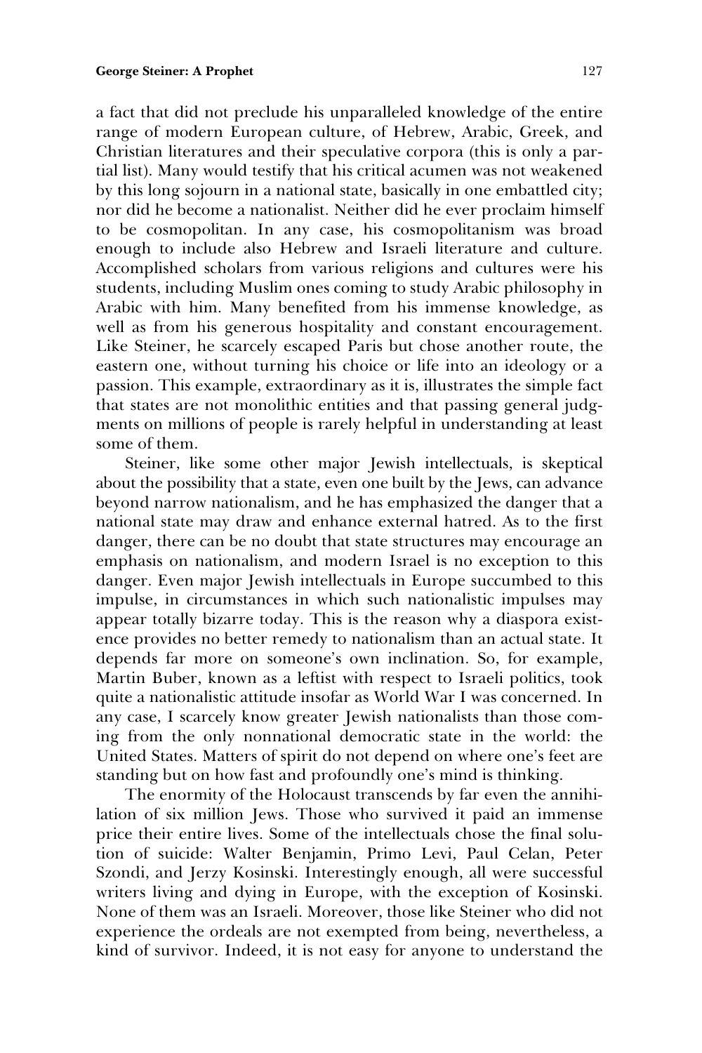a fact that did not preclude his unparalleled knowledge of the entire range of modern European culture, of Hebrew, Arabic, Greek, and Christian literatures and their speculative corpora (this is only a partial list). Many would testify that his critical acumen was not weakened by this long sojourn in a national state, basically in one embattled city; nor did he become a nationalist. Neither did he ever proclaim himself to be cosmopolitan. In any case, his cosmopolitanism was broad enough to include also Hebrew and Israeli literature and culture. Accomplished scholars from various religions and cultures were his students, including Muslim ones coming to study Arabic philosophy in Arabic with him. Many benefited from his immense knowledge, as well as from his generous hospitality and constant encouragement. Like Steiner, he scarcely escaped Paris but chose another route, the eastern one, without turning his choice or life into an ideology or a passion. This example, extraordinary as it is, illustrates the simple fact that states are not monolithic entities and that passing general judgments on millions of people is rarely helpful in understanding at least some of them.

Steiner, like some other major Jewish intellectuals, is skeptical about the possibility that a state, even one built by the Jews, can advance beyond narrow nationalism, and he has emphasized the danger that a national state may draw and enhance external hatred. As to the first danger, there can be no doubt that state structures may encourage an emphasis on nationalism, and modern Israel is no exception to this danger. Even major Jewish intellectuals in Europe succumbed to this impulse, in circumstances in which such nationalistic impulses may appear totally bizarre today. This is the reason why a diaspora existence provides no better remedy to nationalism than an actual state. It depends far more on someone's own inclination. So, for example, Martin Buber, known as a leftist with respect to Israeli politics, took quite a nationalistic attitude insofar as World War I was concerned. In any case, I scarcely know greater Jewish nationalists than those coming from the only nonnational democratic state in the world: the United States. Matters of spirit do not depend on where one's feet are standing but on how fast and profoundly one's mind is thinking.

The enormity of the Holocaust transcends by far even the annihilation of six million Jews. Those who survived it paid an immense price their entire lives. Some of the intellectuals chose the final solution of suicide: Walter Benjamin, Primo Levi, Paul Celan, Peter Szondi, and Jerzy Kosinski. Interestingly enough, all were successful writers living and dying in Europe, with the exception of Kosinski. None of them was an Israeli. Moreover, those like Steiner who did not experience the ordeals are not exempted from being, nevertheless, a kind of survivor. Indeed, it is not easy for anyone to understand the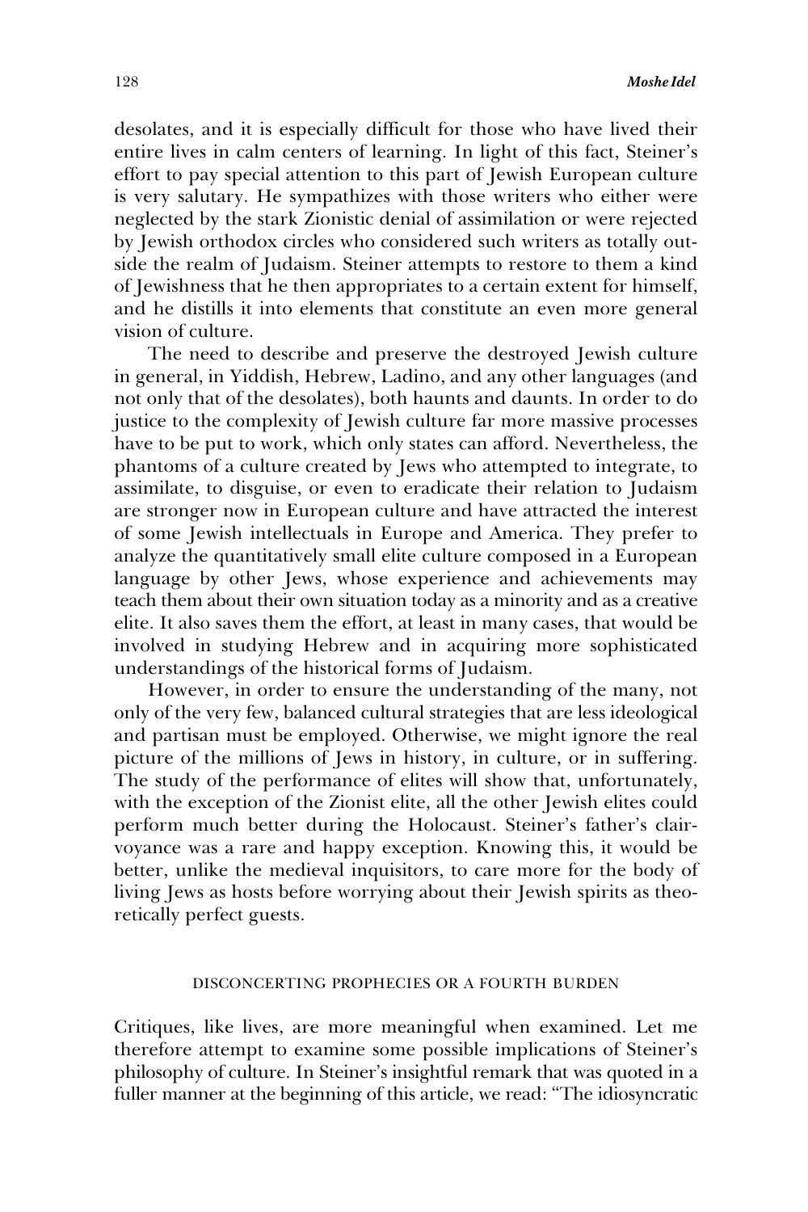desolates, and it is especially difficult for those who have lived their entire lives in calm centers of learning. In light of this fact, Steiner's effort to pay special attention to this part of Jewish European culture is very salutary. He sympathizes with those writers who either were neglected by the stark Zionistic denial of assimilation or were rejected by Jewish orthodox circles who considered such writers as totally outside the realm of Judaism. Steiner attempts to restore to them a kind of Jewishness that he then appropriates to a certain extent for himself, and he distills it into elements that constitute an even more general vision of culture.

The need to describe and preserve the destroyed Jewish culture in general, in Yiddish, Hebrew, Ladino, and any other languages (and not only that of the desolates), both haunts and daunts. In order to do justice to the complexity of Jewish culture far more massive processes have to be put to work, which only states can afford. Nevertheless, the phantoms of a culture created by Jews who attempted to integrate, to assimilate, to disguise, or even to eradicate their relation to Judaism are stronger now in European culture and have attracted the interest of some Jewish intellectuals in Europe and America. They prefer to analyze the quantitatively small elite culture composed in a European language by other Jews, whose experience and achievements may teach them about their own situation today as a minority and as a creative elite. It also saves them the effort, at least in many cases, that would be involved in studying Hebrew and in acquiring more sophisticated understandings of the historical forms of Judaism.

However, in order to ensure the understanding of the many, not only of the very few, balanced cultural strategies that are less ideological and partisan must be employed. Otherwise, we might ignore the real picture of the millions of Jews in history, in culture, or in suffering. The study of the performance of elites will show that, unfortunately, with the exception of the Zionist elite, all the other Jewish elites could perform much better during the Holocaust. Steiner's father's clairvoyance was a rare and happy exception. Knowing this, it would be better, unlike the medieval inquisitors, to care more for the body of living Jews as hosts before worrying about their Jewish spirits as theoretically perfect guests.

## DISCONCERTING PROPHECIES OR A FOURTH BURDEN

Critiques, like lives, are more meaningful when examined. Let me therefore attempt to examine some possible implications of Steiner's philosophy of culture. In Steiner's insightful remark that was quoted in a fuller manner at the beginning of this article, we read: "The idiosyncratic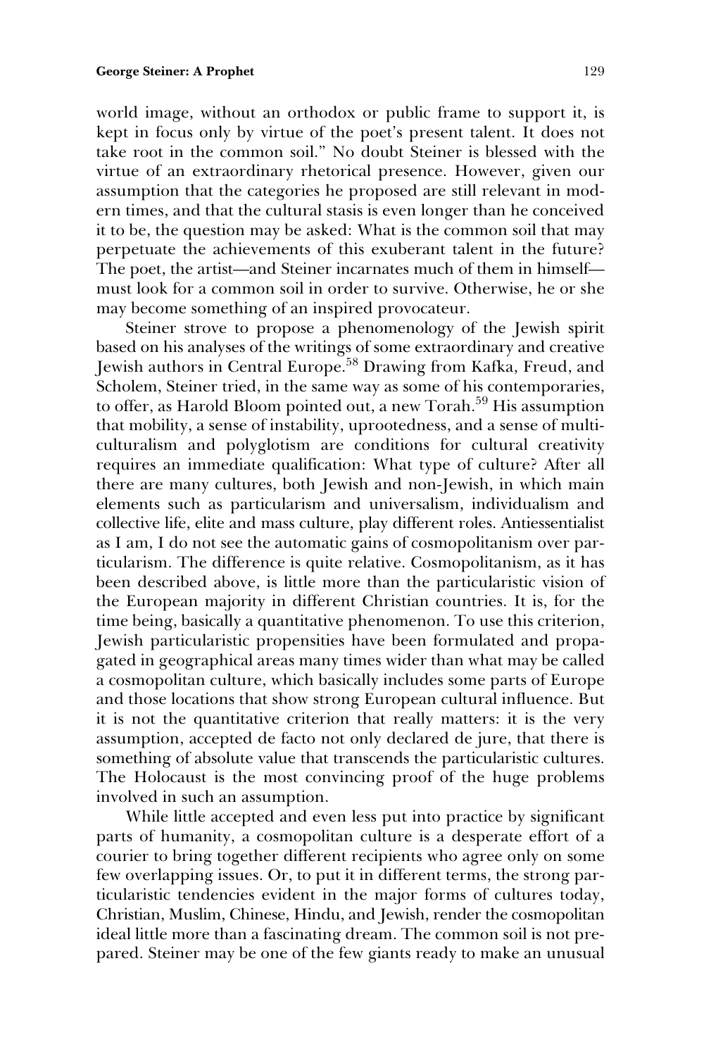world image, without an orthodox or public frame to support it, is kept in focus only by virtue of the poet's present talent. It does not take root in the common soil." No doubt Steiner is blessed with the virtue of an extraordinary rhetorical presence. However, given our assumption that the categories he proposed are still relevant in modern times, and that the cultural stasis is even longer than he conceived it to be, the question may be asked: What is the common soil that may perpetuate the achievements of this exuberant talent in the future? The poet, the artist—and Steiner incarnates much of them in himself—must look for a common soil in order to survive. Otherwise, he or she may become something of an inspired provocateur.

Steiner strove to propose a phenomenology of the Jewish spirit based on his analyses of the writings of some extraordinary and creative Jewish authors in Central Europe.[58] Drawing from Kafka, Freud, and Scholem, Steiner tried, in the same way as some of his contemporaries, to offer, as Harold Bloom pointed out, a new Torah.[59] His assumption that mobility, a sense of instability, uprootedness, and a sense of multiculturalism and polyglotism are conditions for cultural creativity requires an immediate qualification: What type of culture? After all there are many cultures, both Jewish and non-Jewish, in which main elements such as particularism and universalism, individualism and collective life, elite and mass culture, play different roles. Antiessentialist as I am, I do not see the automatic gains of cosmopolitanism over particularism. The difference is quite relative. Cosmopolitanism, as it has been described above, is little more than the particularistic vision of the European majority in different Christian countries. It is, for the time being, basically a quantitative phenomenon. To use this criterion, Jewish particularistic propensities have been formulated and propagated in geographical areas many times wider than what may be called a cosmopolitan culture, which basically includes some parts of Europe and those locations that show strong European cultural influence. But it is not the quantitative criterion that really matters: it is the very assumption, accepted de facto not only declared de jure, that there is something of absolute value that transcends the particularistic cultures. The Holocaust is the most convincing proof of the huge problems involved in such an assumption.

While little accepted and even less put into practice by significant parts of humanity, a cosmopolitan culture is a desperate effort of a courier to bring together different recipients who agree only on some few overlapping issues. Or, to put it in different terms, the strong particularistic tendencies evident in the major forms of cultures today, Christian, Muslim, Chinese, Hindu, and Jewish, render the cosmopolitan ideal little more than a fascinating dream. The common soil is not prepared. Steiner may be one of the few giants ready to make an unusual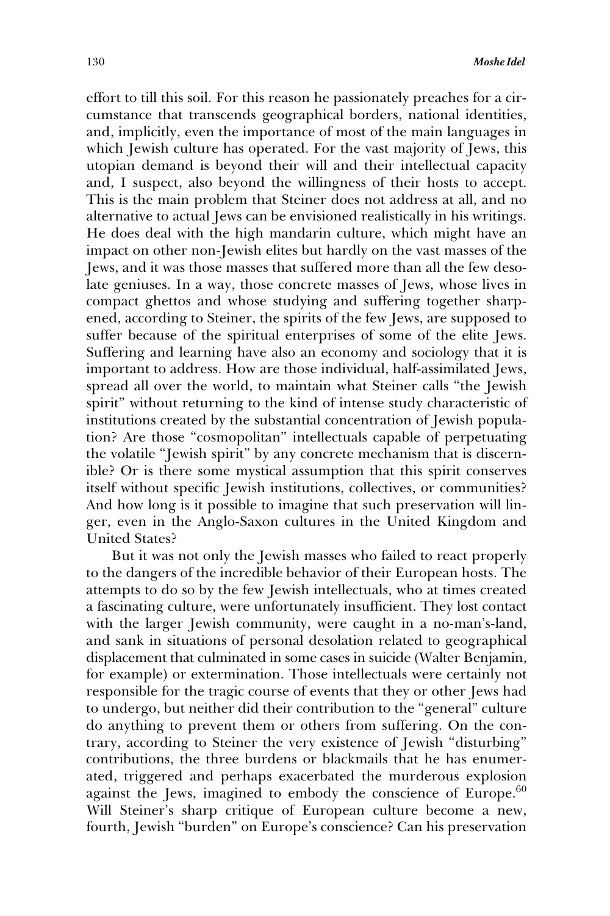effort to till this soil. For this reason he passionately preaches for a circumstance that transcends geographical borders, national identities, and, implicitly, even the importance of most of the main languages in which Jewish culture has operated. For the vast majority of Jews, this utopian demand is beyond their will and their intellectual capacity and, I suspect, also beyond the willingness of their hosts to accept. This is the main problem that Steiner does not address at all, and no alternative to actual Jews can be envisioned realistically in his writings. He does deal with the high mandarin culture, which might have an impact on other non-Jewish elites but hardly on the vast masses of the Jews, and it was those masses that suffered more than all the few desolate geniuses. In a way, those concrete masses of Jews, whose lives in compact ghettos and whose studying and suffering together sharpened, according to Steiner, the spirits of the few Jews, are supposed to suffer because of the spiritual enterprises of some of the elite Jews. Suffering and learning have also an economy and sociology that it is important to address. How are those individual, half-assimilated Jews, spread all over the world, to maintain what Steiner calls "the Jewish spirit" without returning to the kind of intense study characteristic of institutions created by the substantial concentration of Jewish population? Are those "cosmopolitan" intellectuals capable of perpetuating the volatile "Jewish spirit" by any concrete mechanism that is discernible? Or is there some mystical assumption that this spirit conserves itself without specific Jewish institutions, collectives, or communities? And how long is it possible to imagine that such preservation will linger, even in the Anglo-Saxon cultures in the United Kingdom and United States?

But it was not only the Jewish masses who failed to react properly to the dangers of the incredible behavior of their European hosts. The attempts to do so by the few Jewish intellectuals, who at times created a fascinating culture, were unfortunately insufficient. They lost contact with the larger Jewish community, were caught in a no-man's-land, and sank in situations of personal desolation related to geographical displacement that culminated in some cases in suicide (Walter Benjamin, for example) or extermination. Those intellectuals were certainly not responsible for the tragic course of events that they or other Jews had to undergo, but neither did their contribution to the "general" culture do anything to prevent them or others from suffering. On the contrary, according to Steiner the very existence of Jewish "disturbing" contributions, the three burdens or blackmails that he has enumerated, triggered and perhaps exacerbated the murderous explosion against the Jews, imagined to embody the conscience of Europe.[60] Will Steiner's sharp critique of European culture become a new, fourth, Jewish "burden" on Europe's conscience? Can his preservation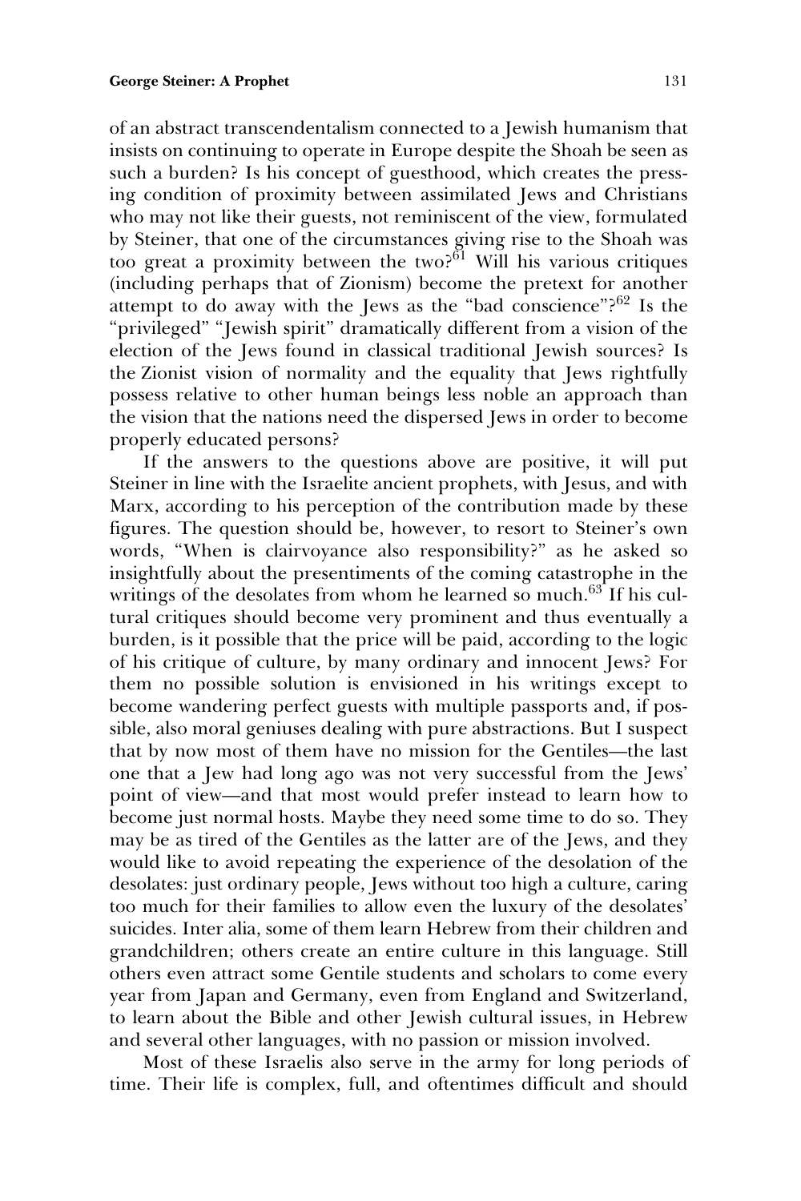of an abstract transcendentalism connected to a Jewish humanism that insists on continuing to operate in Europe despite the Shoah be seen as such a burden? Is his concept of guesthood, which creates the pressing condition of proximity between assimilated Jews and Christians who may not like their guests, not reminiscent of the view, formulated by Steiner, that one of the circumstances giving rise to the Shoah was too great a proximity between the two?[61] Will his various critiques (including perhaps that of Zionism) become the pretext for another attempt to do away with the Jews as the "bad conscience"?[62] Is the "privileged" "Jewish spirit" dramatically different from a vision of the election of the Jews found in classical traditional Jewish sources? Is the Zionist vision of normality and the equality that Jews rightfully possess relative to other human beings less noble an approach than the vision that the nations need the dispersed Jews in order to become properly educated persons?

If the answers to the questions above are positive, it will put Steiner in line with the Israelite ancient prophets, with Jesus, and with Marx, according to his perception of the contribution made by these figures. The question should be, however, to resort to Steiner's own words, "When is clairvoyance also responsibility?" as he asked so insightfully about the presentiments of the coming catastrophe in the writings of the desolates from whom he learned so much.[63] If his cultural critiques should become very prominent and thus eventually a burden, is it possible that the price will be paid, according to the logic of his critique of culture, by many ordinary and innocent Jews? For them no possible solution is envisioned in his writings except to become wandering perfect guests with multiple passports and, if possible, also moral geniuses dealing with pure abstractions. But I suspect that by now most of them have no mission for the Gentiles—the last one that a Jew had long ago was not very successful from the Jews' point of view—and that most would prefer instead to learn how to become just normal hosts. Maybe they need some time to do so. They may be as tired of the Gentiles as the latter are of the Jews, and they would like to avoid repeating the experience of the desolation of the desolates: just ordinary people, Jews without too high a culture, caring too much for their families to allow even the luxury of the desolates' suicides. Inter alia, some of them learn Hebrew from their children and grandchildren; others create an entire culture in this language. Still others even attract some Gentile students and scholars to come every year from Japan and Germany, even from England and Switzerland, to learn about the Bible and other Jewish cultural issues, in Hebrew and several other languages, with no passion or mission involved.

Most of these Israelis also serve in the army for long periods of time. Their life is complex, full, and oftentimes difficult and should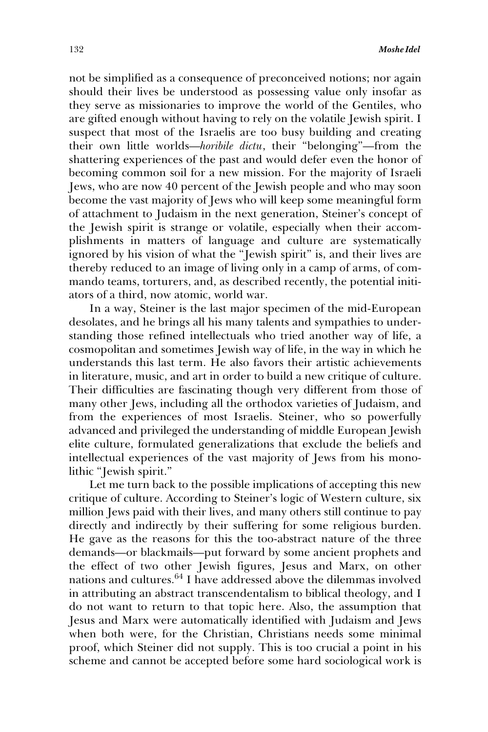not be simplified as a consequence of preconceived notions; nor again should their lives be understood as possessing value only insofar as they serve as missionaries to improve the world of the Gentiles, who are gifted enough without having to rely on the volatile Jewish spirit. I suspect that most of the Israelis are too busy building and creating their own little worlds—*horibile dictu*, their "belonging"—from the shattering experiences of the past and would defer even the honor of becoming common soil for a new mission. For the majority of Israeli Jews, who are now 40 percent of the Jewish people and who may soon become the vast majority of Jews who will keep some meaningful form of attachment to Judaism in the next generation, Steiner's concept of the Jewish spirit is strange or volatile, especially when their accomplishments in matters of language and culture are systematically ignored by his vision of what the "Jewish spirit" is, and their lives are thereby reduced to an image of living only in a camp of arms, of commando teams, torturers, and, as described recently, the potential initiators of a third, now atomic, world war.

In a way, Steiner is the last major specimen of the mid-European desolates, and he brings all his many talents and sympathies to understanding those refined intellectuals who tried another way of life, a cosmopolitan and sometimes Jewish way of life, in the way in which he understands this last term. He also favors their artistic achievements in literature, music, and art in order to build a new critique of culture. Their difficulties are fascinating though very different from those of many other Jews, including all the orthodox varieties of Judaism, and from the experiences of most Israelis. Steiner, who so powerfully advanced and privileged the understanding of middle European Jewish elite culture, formulated generalizations that exclude the beliefs and intellectual experiences of the vast majority of Jews from his monolithic "Jewish spirit."

Let me turn back to the possible implications of accepting this new critique of culture. According to Steiner's logic of Western culture, six million Jews paid with their lives, and many others still continue to pay directly and indirectly by their suffering for some religious burden. He gave as the reasons for this the too-abstract nature of the three demands—or blackmails—put forward by some ancient prophets and the effect of two other Jewish figures, Jesus and Marx, on other nations and cultures.[64] I have addressed above the dilemmas involved in attributing an abstract transcendentalism to biblical theology, and I do not want to return to that topic here. Also, the assumption that Jesus and Marx were automatically identified with Judaism and Jews when both were, for the Christian, Christians needs some minimal proof, which Steiner did not supply. This is too crucial a point in his scheme and cannot be accepted before some hard sociological work is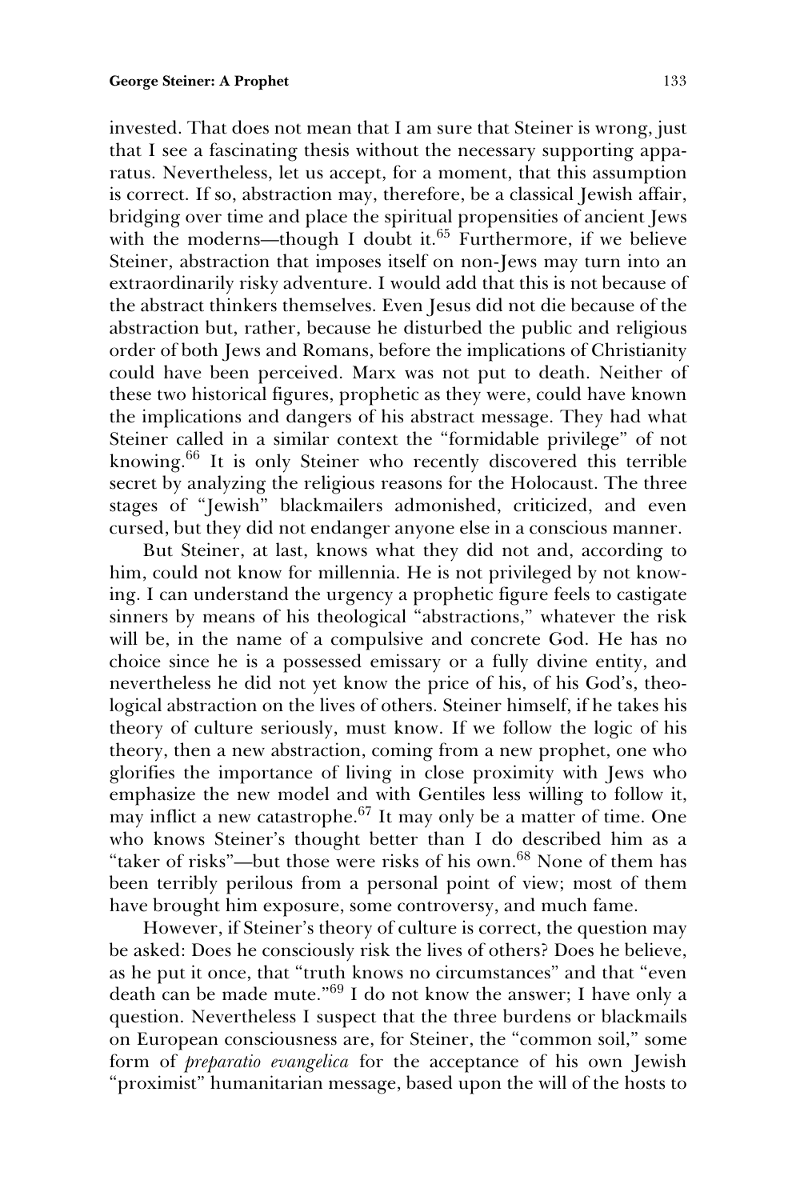invested. That does not mean that I am sure that Steiner is wrong, just that I see a fascinating thesis without the necessary supporting apparatus. Nevertheless, let us accept, for a moment, that this assumption is correct. If so, abstraction may, therefore, be a classical Jewish affair, bridging over time and place the spiritual propensities of ancient Jews with the moderns—though I doubt it.[65] Furthermore, if we believe Steiner, abstraction that imposes itself on non-Jews may turn into an extraordinarily risky adventure. I would add that this is not because of the abstract thinkers themselves. Even Jesus did not die because of the abstraction but, rather, because he disturbed the public and religious order of both Jews and Romans, before the implications of Christianity could have been perceived. Marx was not put to death. Neither of these two historical figures, prophetic as they were, could have known the implications and dangers of his abstract message. They had what Steiner called in a similar context the "formidable privilege" of not knowing.[66] It is only Steiner who recently discovered this terrible secret by analyzing the religious reasons for the Holocaust. The three stages of "Jewish" blackmailers admonished, criticized, and even cursed, but they did not endanger anyone else in a conscious manner.

But Steiner, at last, knows what they did not and, according to him, could not know for millennia. He is not privileged by not knowing. I can understand the urgency a prophetic figure feels to castigate sinners by means of his theological "abstractions," whatever the risk will be, in the name of a compulsive and concrete God. He has no choice since he is a possessed emissary or a fully divine entity, and nevertheless he did not yet know the price of his, of his God's, theological abstraction on the lives of others. Steiner himself, if he takes his theory of culture seriously, must know. If we follow the logic of his theory, then a new abstraction, coming from a new prophet, one who glorifies the importance of living in close proximity with Jews who emphasize the new model and with Gentiles less willing to follow it, may inflict a new catastrophe.[67] It may only be a matter of time. One who knows Steiner's thought better than I do described him as a "taker of risks"—but those were risks of his own.[68] None of them has been terribly perilous from a personal point of view; most of them have brought him exposure, some controversy, and much fame.

However, if Steiner's theory of culture is correct, the question may be asked: Does he consciously risk the lives of others? Does he believe, as he put it once, that "truth knows no circumstances" and that "even death can be made mute."[69] I do not know the answer; I have only a question. Nevertheless I suspect that the three burdens or blackmails on European consciousness are, for Steiner, the "common soil," some form of *preparatio evangelica* for the acceptance of his own Jewish "proximist" humanitarian message, based upon the will of the hosts to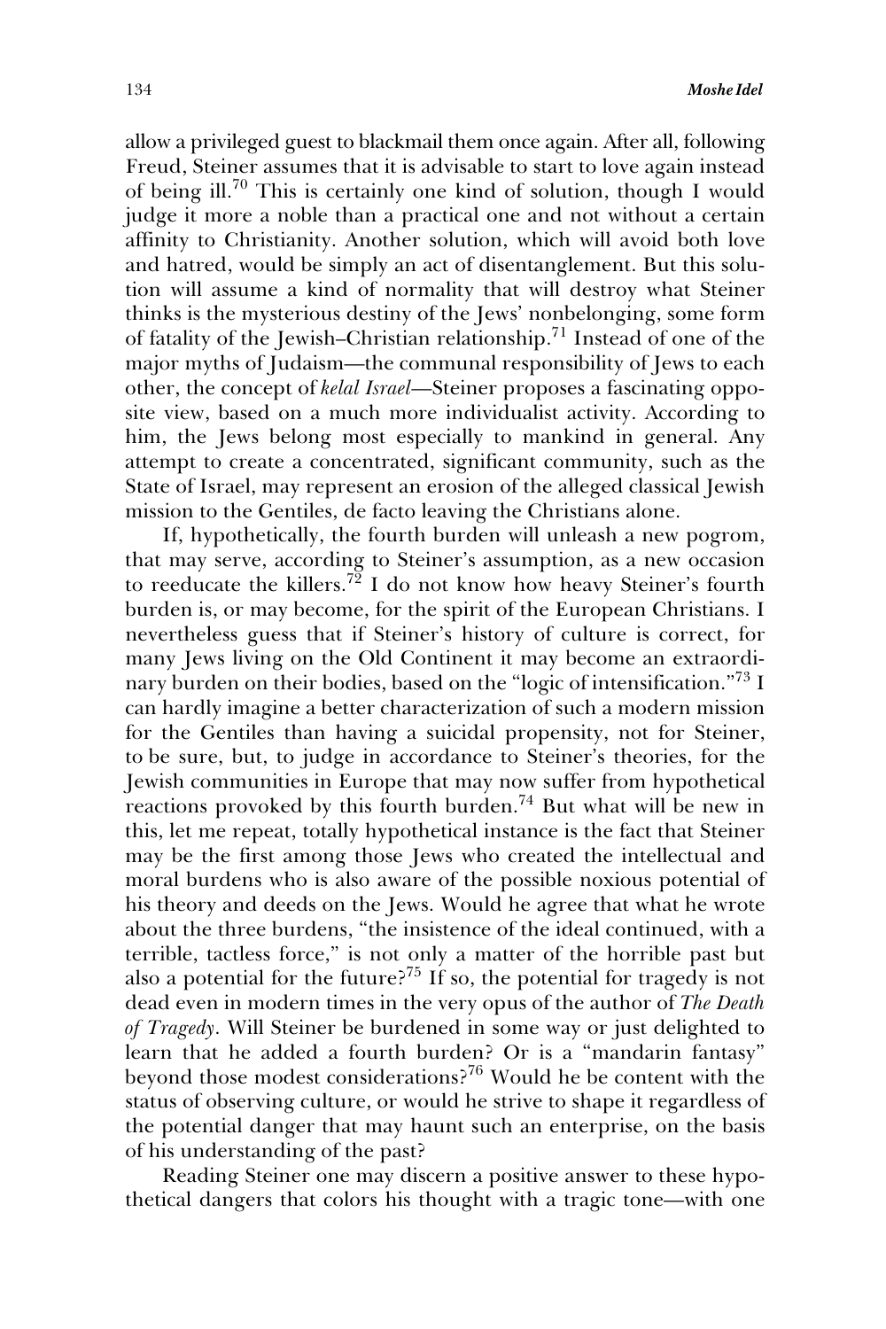allow a privileged guest to blackmail them once again. After all, following Freud, Steiner assumes that it is advisable to start to love again instead of being ill.[70] This is certainly one kind of solution, though I would judge it more a noble than a practical one and not without a certain affinity to Christianity. Another solution, which will avoid both love and hatred, would be simply an act of disentanglement. But this solution will assume a kind of normality that will destroy what Steiner thinks is the mysterious destiny of the Jews' nonbelonging, some form of fatality of the Jewish–Christian relationship.[71] Instead of one of the major myths of Judaism—the communal responsibility of Jews to each other, the concept of *kelal Israel*—Steiner proposes a fascinating opposite view, based on a much more individualist activity. According to him, the Jews belong most especially to mankind in general. Any attempt to create a concentrated, significant community, such as the State of Israel, may represent an erosion of the alleged classical Jewish mission to the Gentiles, de facto leaving the Christians alone.

If, hypothetically, the fourth burden will unleash a new pogrom, that may serve, according to Steiner's assumption, as a new occasion to reeducate the killers.[72] I do not know how heavy Steiner's fourth burden is, or may become, for the spirit of the European Christians. I nevertheless guess that if Steiner's history of culture is correct, for many Jews living on the Old Continent it may become an extraordinary burden on their bodies, based on the "logic of intensification."[73] I can hardly imagine a better characterization of such a modern mission for the Gentiles than having a suicidal propensity, not for Steiner, to be sure, but, to judge in accordance to Steiner's theories, for the Jewish communities in Europe that may now suffer from hypothetical reactions provoked by this fourth burden.[74] But what will be new in this, let me repeat, totally hypothetical instance is the fact that Steiner may be the first among those Jews who created the intellectual and moral burdens who is also aware of the possible noxious potential of his theory and deeds on the Jews. Would he agree that what he wrote about the three burdens, "the insistence of the ideal continued, with a terrible, tactless force," is not only a matter of the horrible past but also a potential for the future?[75] If so, the potential for tragedy is not dead even in modern times in the very opus of the author of *The Death of Tragedy*. Will Steiner be burdened in some way or just delighted to learn that he added a fourth burden? Or is a "mandarin fantasy" beyond those modest considerations?[76] Would he be content with the status of observing culture, or would he strive to shape it regardless of the potential danger that may haunt such an enterprise, on the basis of his understanding of the past?

Reading Steiner one may discern a positive answer to these hypothetical dangers that colors his thought with a tragic tone—with one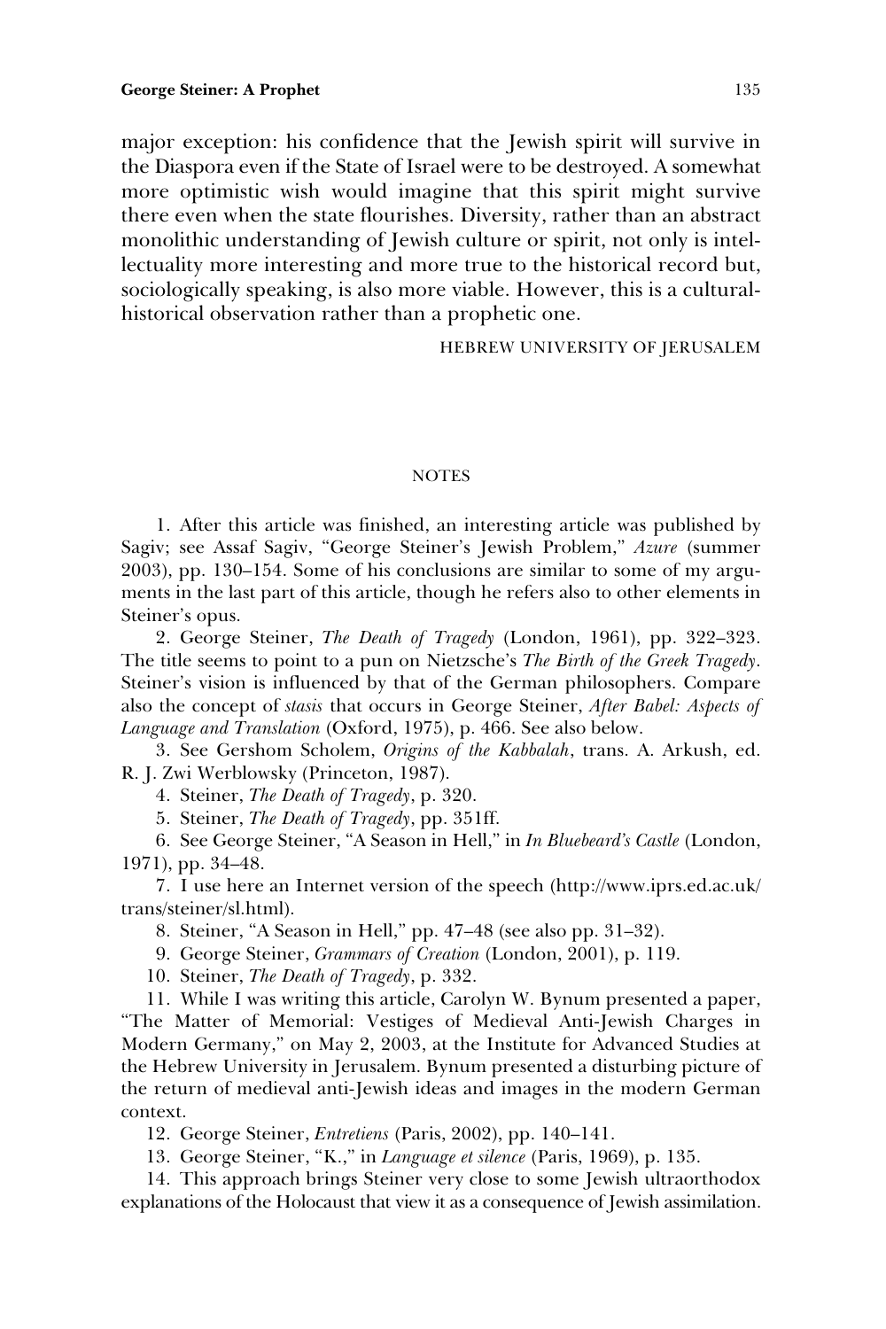major exception: his confidence that the Jewish spirit will survive in the Diaspora even if the State of Israel were to be destroyed. A somewhat more optimistic wish would imagine that this spirit might survive there even when the state flourishes. Diversity, rather than an abstract monolithic understanding of Jewish culture or spirit, not only is intellectuality more interesting and more true to the historical record but, sociologically speaking, is also more viable. However, this is a cultural-historical observation rather than a prophetic one.

HEBREW UNIVERSITY OF JERUSALEM

## NOTES

1. After this article was finished, an interesting article was published by Sagiv; see Assaf Sagiv, "George Steiner's Jewish Problem," *Azure* (summer 2003), pp. 130–154. Some of his conclusions are similar to some of my arguments in the last part of this article, though he refers also to other elements in Steiner's opus.

2. George Steiner, *The Death of Tragedy* (London, 1961), pp. 322–323. The title seems to point to a pun on Nietzsche's *The Birth of the Greek Tragedy*. Steiner's vision is influenced by that of the German philosophers. Compare also the concept of *stasis* that occurs in George Steiner, *After Babel: Aspects of Language and Translation* (Oxford, 1975), p. 466. See also below.

3. See Gershom Scholem, *Origins of the Kabbalah*, trans. A. Arkush, ed. R. J. Zwi Werblowsky (Princeton, 1987).

4. Steiner, *The Death of Tragedy*, p. 320.

5. Steiner, *The Death of Tragedy*, pp. 351ff.

6. See George Steiner, "A Season in Hell," in *In Bluebeard's Castle* (London, 1971), pp. 34–48.

7. I use here an Internet version of the speech (http://www.iprs.ed.ac.uk/trans/steiner/sl.html).

8. Steiner, "A Season in Hell," pp. 47–48 (see also pp. 31–32).

9. George Steiner, *Grammars of Creation* (London, 2001), p. 119.

10. Steiner, *The Death of Tragedy*, p. 332.

11. While I was writing this article, Carolyn W. Bynum presented a paper, "The Matter of Memorial: Vestiges of Medieval Anti-Jewish Charges in Modern Germany," on May 2, 2003, at the Institute for Advanced Studies at the Hebrew University in Jerusalem. Bynum presented a disturbing picture of the return of medieval anti-Jewish ideas and images in the modern German context.

12. George Steiner, *Entretiens* (Paris, 2002), pp. 140–141.

13. George Steiner, "K.," in *Language et silence* (Paris, 1969), p. 135.

14. This approach brings Steiner very close to some Jewish ultraorthodox explanations of the Holocaust that view it as a consequence of Jewish assimilation.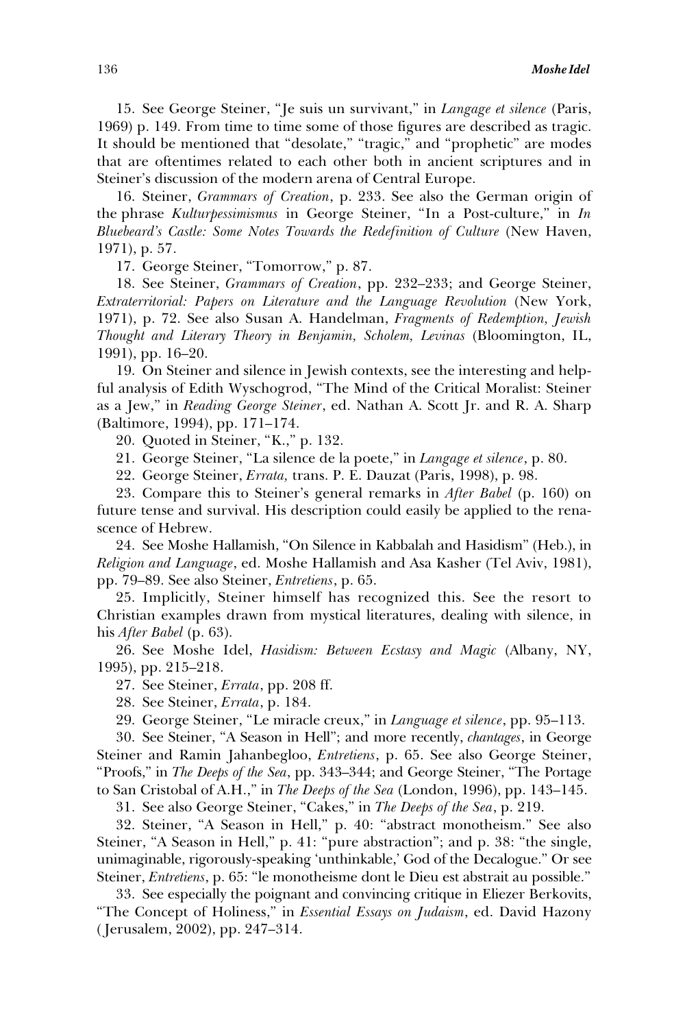15. See George Steiner, "Je suis un survivant," in *Langage et silence* (Paris, 1969) p. 149. From time to time some of those figures are described as tragic. It should be mentioned that "desolate," "tragic," and "prophetic" are modes that are oftentimes related to each other both in ancient scriptures and in Steiner's discussion of the modern arena of Central Europe.

16. Steiner, *Grammars of Creation*, p. 233. See also the German origin of the phrase *Kulturpessimismus* in George Steiner, "In a Post-culture," in *In Bluebeard's Castle: Some Notes Towards the Redefinition of Culture* (New Haven, 1971), p. 57.

17. George Steiner, "Tomorrow," p. 87.

18. See Steiner, *Grammars of Creation*, pp. 232–233; and George Steiner, *Extraterritorial: Papers on Literature and the Language Revolution* (New York, 1971), p. 72. See also Susan A. Handelman, *Fragments of Redemption, Jewish Thought and Literary Theory in Benjamin, Scholem, Levinas* (Bloomington, IL, 1991), pp. 16–20.

19. On Steiner and silence in Jewish contexts, see the interesting and helpful analysis of Edith Wyschogrod, "The Mind of the Critical Moralist: Steiner as a Jew," in *Reading George Steiner*, ed. Nathan A. Scott Jr. and R. A. Sharp (Baltimore, 1994), pp. 171–174.

20. Quoted in Steiner, "K.," p. 132.

21. George Steiner, "La silence de la poete," in *Langage et silence*, p. 80.

22. George Steiner, *Errata,* trans. P. E. Dauzat (Paris, 1998), p. 98.

23. Compare this to Steiner's general remarks in *After Babel* (p. 160) on future tense and survival. His description could easily be applied to the renascence of Hebrew.

24. See Moshe Hallamish, "On Silence in Kabbalah and Hasidism" (Heb.), in *Religion and Language*, ed. Moshe Hallamish and Asa Kasher (Tel Aviv, 1981), pp. 79–89. See also Steiner, *Entretiens*, p. 65.

25. Implicitly, Steiner himself has recognized this. See the resort to Christian examples drawn from mystical literatures, dealing with silence, in his *After Babel* (p. 63).

26. See Moshe Idel, *Hasidism: Between Ecstasy and Magic* (Albany, NY, 1995), pp. 215–218.

27. See Steiner, *Errata*, pp. 208 ff.

28. See Steiner, *Errata*, p. 184.

29. George Steiner, "Le miracle creux," in *Language et silence*, pp. 95–113.

30. See Steiner, "A Season in Hell"; and more recently, *chantages*, in George Steiner and Ramin Jahanbegloo, *Entretiens*, p. 65. See also George Steiner, "Proofs," in *The Deeps of the Sea*, pp. 343–344; and George Steiner, "The Portage to San Cristobal of A.H.," in *The Deeps of the Sea* (London, 1996), pp. 143–145.

31. See also George Steiner, "Cakes," in *The Deeps of the Sea*, p. 219.

32. Steiner, "A Season in Hell," p. 40: "abstract monotheism." See also Steiner, "A Season in Hell," p. 41: "pure abstraction"; and p. 38: "the single, unimaginable, rigorously-speaking 'unthinkable,' God of the Decalogue." Or see Steiner, *Entretiens*, p. 65: "le monotheisme dont le Dieu est abstrait au possible."

33. See especially the poignant and convincing critique in Eliezer Berkovits, "The Concept of Holiness," in *Essential Essays on Judaism*, ed. David Hazony (Jerusalem, 2002), pp. 247–314.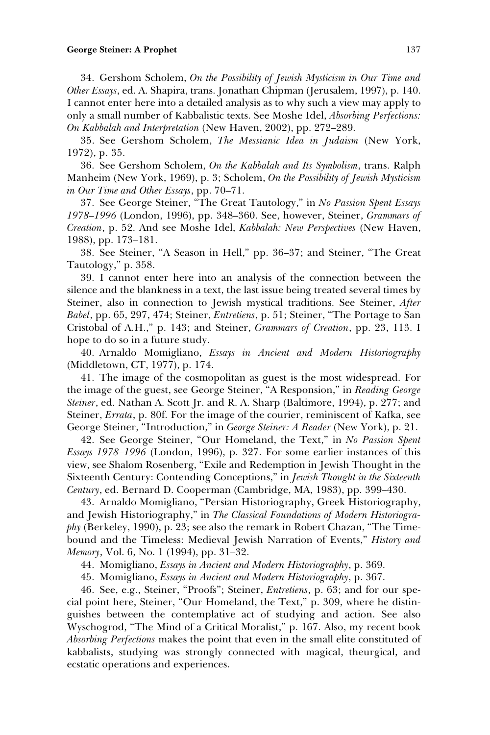34. Gershom Scholem, *On the Possibility of Jewish Mysticism in Our Time and Other Essays*, ed. A. Shapira, trans. Jonathan Chipman (Jerusalem, 1997), p. 140. I cannot enter here into a detailed analysis as to why such a view may apply to only a small number of Kabbalistic texts. See Moshe Idel, *Absorbing Perfections: On Kabbalah and Interpretation* (New Haven, 2002), pp. 272–289.

35. See Gershom Scholem, *The Messianic Idea in Judaism* (New York, 1972), p. 35.

36. See Gershom Scholem, *On the Kabbalah and Its Symbolism*, trans. Ralph Manheim (New York, 1969), p. 3; Scholem, *On the Possibility of Jewish Mysticism in Our Time and Other Essays*, pp. 70–71.

37. See George Steiner, "The Great Tautology," in *No Passion Spent Essays 1978–1996* (London, 1996), pp. 348–360. See, however, Steiner, *Grammars of Creation*, p. 52. And see Moshe Idel, *Kabbalah: New Perspectives* (New Haven, 1988), pp. 173–181.

38. See Steiner, "A Season in Hell," pp. 36–37; and Steiner, "The Great Tautology," p. 358.

39. I cannot enter here into an analysis of the connection between the silence and the blankness in a text, the last issue being treated several times by Steiner, also in connection to Jewish mystical traditions. See Steiner, *After Babel*, pp. 65, 297, 474; Steiner, *Entretiens*, p. 51; Steiner, "The Portage to San Cristobal of A.H.," p. 143; and Steiner, *Grammars of Creation*, pp. 23, 113. I hope to do so in a future study.

40. Arnaldo Momigliano, *Essays in Ancient and Modern Historiography* (Middletown, CT, 1977), p. 174.

41. The image of the cosmopolitan as guest is the most widespread. For the image of the guest, see George Steiner, "A Responsion," in *Reading George Steiner*, ed. Nathan A. Scott Jr. and R. A. Sharp (Baltimore, 1994), p. 277; and Steiner, *Errata*, p. 80f. For the image of the courier, reminiscent of Kafka, see George Steiner, "Introduction," in *George Steiner: A Reader* (New York), p. 21.

42. See George Steiner, "Our Homeland, the Text," in *No Passion Spent Essays 1978–1996* (London, 1996), p. 327. For some earlier instances of this view, see Shalom Rosenberg, "Exile and Redemption in Jewish Thought in the Sixteenth Century: Contending Conceptions," in *Jewish Thought in the Sixteenth Century*, ed. Bernard D. Cooperman (Cambridge, MA, 1983), pp. 399–430.

43. Arnaldo Momigliano, "Persian Historiography, Greek Historiography, and Jewish Historiography," in *The Classical Foundations of Modern Historiography* (Berkeley, 1990), p. 23; see also the remark in Robert Chazan, "The Timebound and the Timeless: Medieval Jewish Narration of Events," *History and Memory*, Vol. 6, No. 1 (1994), pp. 31–32.

44. Momigliano, *Essays in Ancient and Modern Historiography*, p. 369.

45. Momigliano, *Essays in Ancient and Modern Historiography*, p. 367.

46. See, e.g., Steiner, "Proofs"; Steiner, *Entretiens*, p. 63; and for our special point here, Steiner, "Our Homeland, the Text," p. 309, where he distinguishes between the contemplative act of studying and action. See also Wyschogrod, "The Mind of a Critical Moralist," p. 167. Also, my recent book *Absorbing Perfections* makes the point that even in the small elite constituted of kabbalists, studying was strongly connected with magical, theurgical, and ecstatic operations and experiences.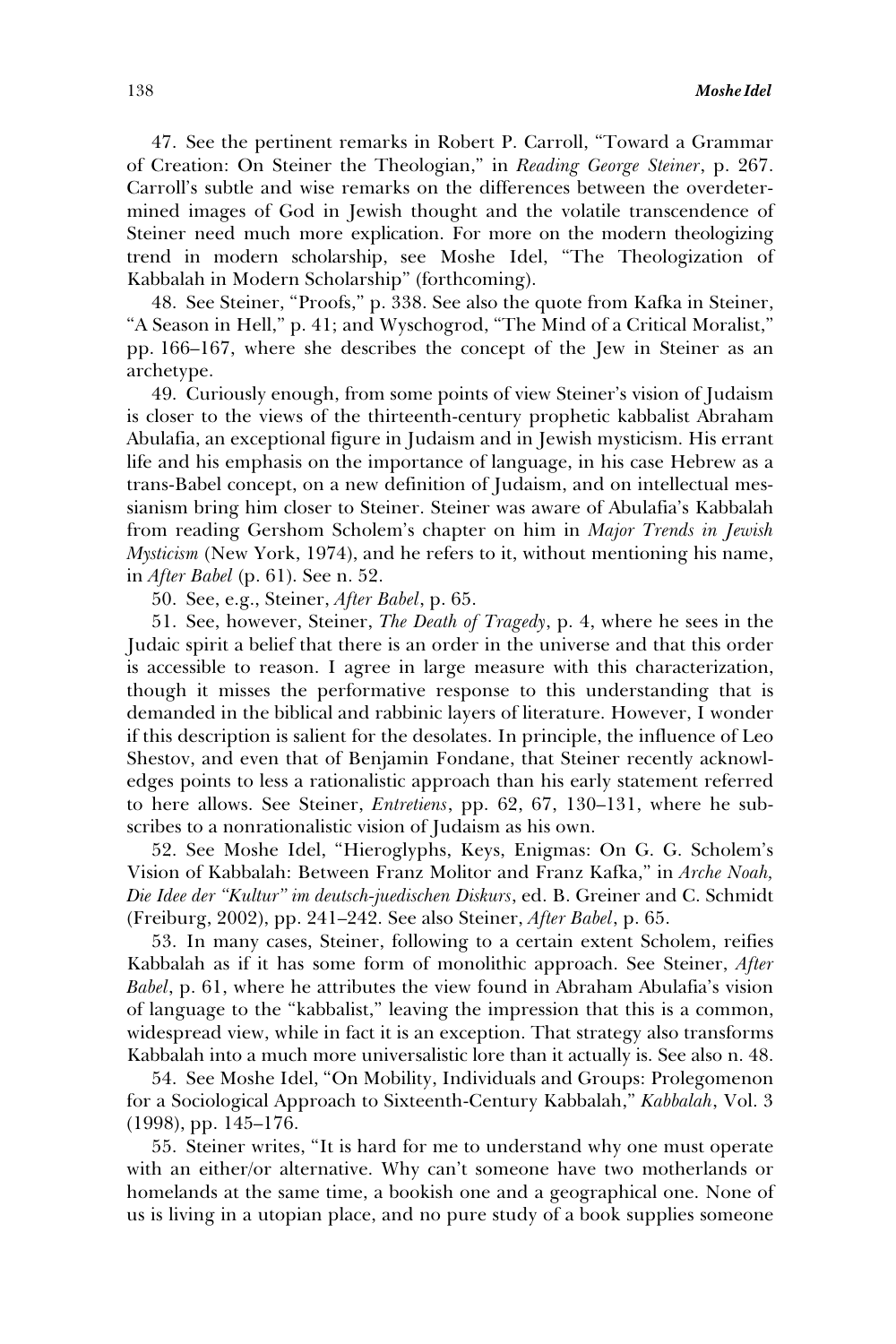47. See the pertinent remarks in Robert P. Carroll, "Toward a Grammar of Creation: On Steiner the Theologian," in *Reading George Steiner*, p. 267. Carroll's subtle and wise remarks on the differences between the overdetermined images of God in Jewish thought and the volatile transcendence of Steiner need much more explication. For more on the modern theologizing trend in modern scholarship, see Moshe Idel, "The Theologization of Kabbalah in Modern Scholarship" (forthcoming).

48. See Steiner, "Proofs," p. 338. See also the quote from Kafka in Steiner, "A Season in Hell," p. 41; and Wyschogrod, "The Mind of a Critical Moralist," pp. 166–167, where she describes the concept of the Jew in Steiner as an archetype.

49. Curiously enough, from some points of view Steiner's vision of Judaism is closer to the views of the thirteenth-century prophetic kabbalist Abraham Abulafia, an exceptional figure in Judaism and in Jewish mysticism. His errant life and his emphasis on the importance of language, in his case Hebrew as a trans-Babel concept, on a new definition of Judaism, and on intellectual messianism bring him closer to Steiner. Steiner was aware of Abulafia's Kabbalah from reading Gershom Scholem's chapter on him in *Major Trends in Jewish Mysticism* (New York, 1974), and he refers to it, without mentioning his name, in *After Babel* (p. 61). See n. 52.

50. See, e.g., Steiner, *After Babel*, p. 65.

51. See, however, Steiner, *The Death of Tragedy*, p. 4, where he sees in the Judaic spirit a belief that there is an order in the universe and that this order is accessible to reason. I agree in large measure with this characterization, though it misses the performative response to this understanding that is demanded in the biblical and rabbinic layers of literature. However, I wonder if this description is salient for the desolates. In principle, the influence of Leo Shestov, and even that of Benjamin Fondane, that Steiner recently acknowledges points to less a rationalistic approach than his early statement referred to here allows. See Steiner, *Entretiens*, pp. 62, 67, 130–131, where he subscribes to a nonrationalistic vision of Judaism as his own.

52. See Moshe Idel, "Hieroglyphs, Keys, Enigmas: On G. G. Scholem's Vision of Kabbalah: Between Franz Molitor and Franz Kafka," in *Arche Noah, Die Idee der "Kultur" im deutsch-juedischen Diskurs*, ed. B. Greiner and C. Schmidt (Freiburg, 2002), pp. 241–242. See also Steiner, *After Babel*, p. 65.

53. In many cases, Steiner, following to a certain extent Scholem, reifies Kabbalah as if it has some form of monolithic approach. See Steiner, *After Babel*, p. 61, where he attributes the view found in Abraham Abulafia's vision of language to the "kabbalist," leaving the impression that this is a common, widespread view, while in fact it is an exception. That strategy also transforms Kabbalah into a much more universalistic lore than it actually is. See also n. 48.

54. See Moshe Idel, "On Mobility, Individuals and Groups: Prolegomenon for a Sociological Approach to Sixteenth-Century Kabbalah," *Kabbalah*, Vol. 3 (1998), pp. 145–176.

55. Steiner writes, "It is hard for me to understand why one must operate with an either/or alternative. Why can't someone have two motherlands or homelands at the same time, a bookish one and a geographical one. None of us is living in a utopian place, and no pure study of a book supplies someone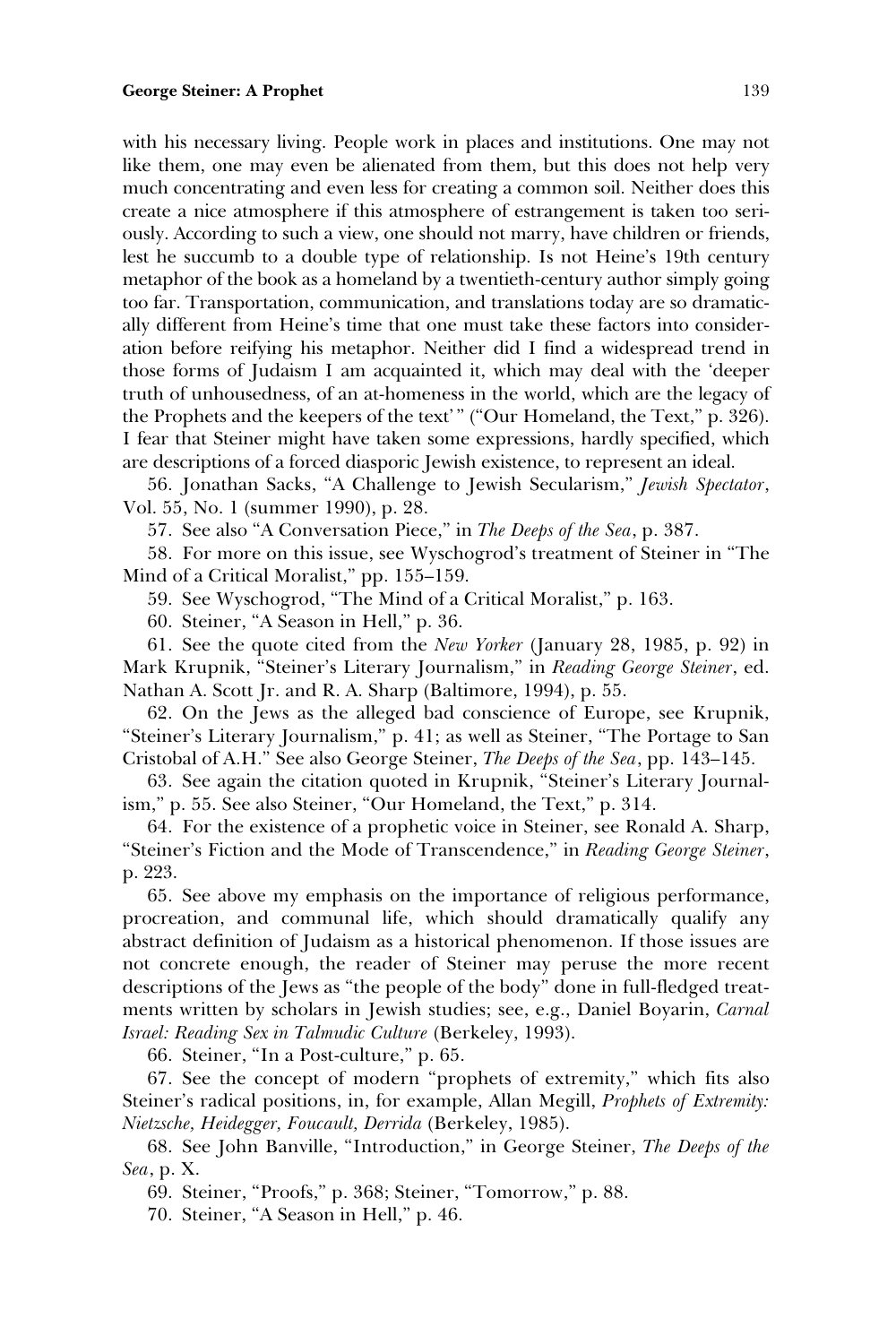with his necessary living. People work in places and institutions. One may not like them, one may even be alienated from them, but this does not help very much concentrating and even less for creating a common soil. Neither does this create a nice atmosphere if this atmosphere of estrangement is taken too seriously. According to such a view, one should not marry, have children or friends, lest he succumb to a double type of relationship. Is not Heine's 19th century metaphor of the book as a homeland by a twentieth-century author simply going too far. Transportation, communication, and translations today are so dramatically different from Heine's time that one must take these factors into consideration before reifying his metaphor. Neither did I find a widespread trend in those forms of Judaism I am acquainted it, which may deal with the 'deeper truth of unhousedness, of an at-homeness in the world, which are the legacy of the Prophets and the keepers of the text' " ("Our Homeland, the Text," p. 326). I fear that Steiner might have taken some expressions, hardly specified, which are descriptions of a forced diasporic Jewish existence, to represent an ideal.

56. Jonathan Sacks, "A Challenge to Jewish Secularism," *Jewish Spectator*, Vol. 55, No. 1 (summer 1990), p. 28.

57. See also "A Conversation Piece," in *The Deeps of the Sea*, p. 387.

58. For more on this issue, see Wyschogrod's treatment of Steiner in "The Mind of a Critical Moralist," pp. 155–159.

59. See Wyschogrod, "The Mind of a Critical Moralist," p. 163.

60. Steiner, "A Season in Hell," p. 36.

61. See the quote cited from the *New Yorker* (January 28, 1985, p. 92) in Mark Krupnik, "Steiner's Literary Journalism," in *Reading George Steiner*, ed. Nathan A. Scott Jr. and R. A. Sharp (Baltimore, 1994), p. 55.

62. On the Jews as the alleged bad conscience of Europe, see Krupnik, "Steiner's Literary Journalism," p. 41; as well as Steiner, "The Portage to San Cristobal of A.H." See also George Steiner, *The Deeps of the Sea*, pp. 143–145.

63. See again the citation quoted in Krupnik, "Steiner's Literary Journalism," p. 55. See also Steiner, "Our Homeland, the Text," p. 314.

64. For the existence of a prophetic voice in Steiner, see Ronald A. Sharp, "Steiner's Fiction and the Mode of Transcendence," in *Reading George Steiner*, p. 223.

65. See above my emphasis on the importance of religious performance, procreation, and communal life, which should dramatically qualify any abstract definition of Judaism as a historical phenomenon. If those issues are not concrete enough, the reader of Steiner may peruse the more recent descriptions of the Jews as "the people of the body" done in full-fledged treatments written by scholars in Jewish studies; see, e.g., Daniel Boyarin, *Carnal Israel: Reading Sex in Talmudic Culture* (Berkeley, 1993).

66. Steiner, "In a Post-culture," p. 65.

67. See the concept of modern "prophets of extremity," which fits also Steiner's radical positions, in, for example, Allan Megill, *Prophets of Extremity: Nietzsche, Heidegger, Foucault, Derrida* (Berkeley, 1985).

68. See John Banville, "Introduction," in George Steiner, *The Deeps of the Sea*, p. X.

69. Steiner, "Proofs," p. 368; Steiner, "Tomorrow," p. 88.

70. Steiner, "A Season in Hell," p. 46.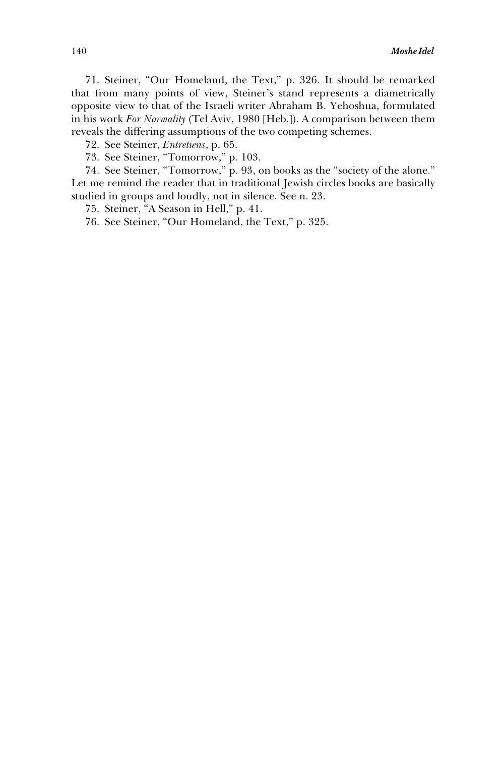71. Steiner, "Our Homeland, the Text," p. 326. It should be remarked that from many points of view, Steiner's stand represents a diametrically opposite view to that of the Israeli writer Abraham B. Yehoshua, formulated in his work *For Normality* (Tel Aviv, 1980 [Heb.]). A comparison between them reveals the differing assumptions of the two competing schemes.

72. See Steiner, *Entretiens*, p. 65.

73. See Steiner, "Tomorrow," p. 103.

74. See Steiner, "Tomorrow," p. 93, on books as the "society of the alone." Let me remind the reader that in traditional Jewish circles books are basically studied in groups and loudly, not in silence. See n. 23.

75. Steiner, "A Season in Hell," p. 41.

76. See Steiner, "Our Homeland, the Text," p. 325.